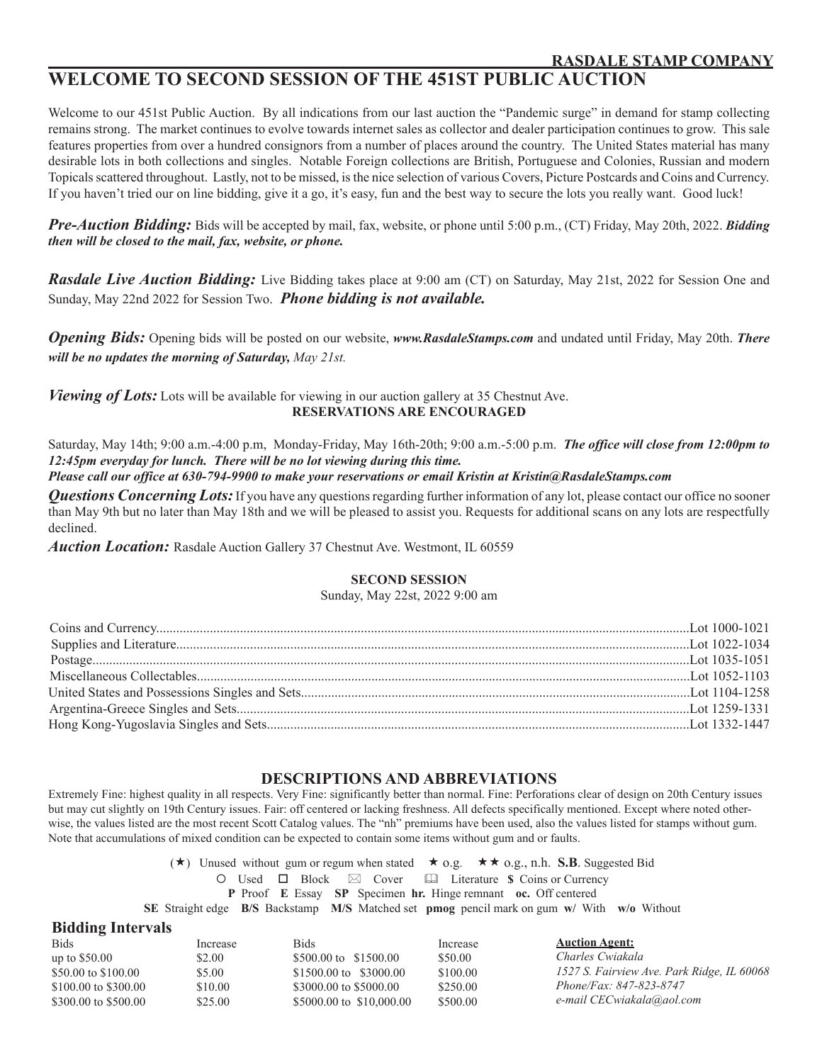**RASDALE STAMP COMPANY**

# WELCOME TO SECOND SESSION OF THE 451ST PUBLIC AUCTION

Welcome to our 451st Public Auction. By all indications from our last auction the "Pandemic surge" in demand for stamp collecting remains strong. The market continues to evolve towards internet sales as collector and dealer participation continues to grow. This sale features properties from over a hundred consignors from a number of places around the country. The United States material has many desirable lots in both collections and singles. Notable Foreign collections are British, Portuguese and Colonies, Russian and modern Topicals scattered throughout. Lastly, not to be missed, is the nice selection of various Covers, Picture Postcards and Coins and Currency. If you haven't tried our on line bidding, give it a go, it's easy, fun and the best way to secure the lots you really want. Good luck!

***Pre-Auction Bidding:*** Bids will be accepted by mail, fax, website, or phone until 5:00 p.m., (CT) Friday, May 20th, 2022. ***Bidding then will be closed to the mail, fax, website, or phone.***

***Rasdale Live Auction Bidding:*** Live Bidding takes place at 9:00 am (CT) on Saturday, May 21st, 2022 for Session One and Sunday, May 22nd 2022 for Session Two. ***Phone bidding is not available.***

***Opening Bids:*** Opening bids will be posted on our website, ***www.RasdaleStamps.com*** and undated until Friday, May 20th. ***There will be no updates the morning of Saturday,*** *May 21st.*

***Viewing of Lots:*** Lots will be available for viewing in our auction gallery at 35 Chestnut Ave.

**RESERVATIONS ARE ENCOURAGED**

Saturday, May 14th; 9:00 a.m.-4:00 p.m, Monday-Friday, May 16th-20th; 9:00 a.m.-5:00 p.m. ***The office will close from 12:00pm to 12:45pm everyday for lunch. There will be no lot viewing during this time.***

***Please call our office at 630-794-9900 to make your reservations or email Kristin at Kristin@RasdaleStamps.com***

***Questions Concerning Lots:*** If you have any questions regarding further information of any lot, please contact our office no sooner than May 9th but no later than May 18th and we will be pleased to assist you. Requests for additional scans on any lots are respectfully declined.

***Auction Location:*** Rasdale Auction Gallery 37 Chestnut Ave. Westmont, IL 60559

**SECOND SESSION**

Sunday, May 22st, 2022 9:00 am

| | |
|---|---|
| Coins and Currency | Lot 1000-1021 |
| Supplies and Literature | Lot 1022-1034 |
| Postage | Lot 1035-1051 |
| Miscellaneous Collectables | Lot 1052-1103 |
| United States and Possessions Singles and Sets | Lot 1104-1258 |
| Argentina-Greece Singles and Sets | Lot 1259-1331 |
| Hong Kong-Yugoslavia Singles and Sets | Lot 1332-1447 |

## DESCRIPTIONS AND ABBREVIATIONS

Extremely Fine: highest quality in all respects. Very Fine: significantly better than normal. Fine: Perforations clear of design on 20th Century issues but may cut slightly on 19th Century issues. Fair: off centered or lacking freshness. All defects specifically mentioned. Except where noted otherwise, the values listed are the most recent Scott Catalog values. The "nh" premiums have been used, also the values listed for stamps without gum. Note that accumulations of mixed condition can be expected to contain some items without gum and or faults.

(★) Unused without gum or regum when stated ★ o.g. ★★ o.g., n.h. **S.B**. Suggested Bid

○ Used ☐ Block ✉ Cover 🕮 Literature **$** Coins or Currency

**P** Proof **E** Essay **SP** Specimen **hr.** Hinge remnant **oc.** Off centered

**SE** Straight edge **B/S** Backstamp **M/S** Matched set **pmog** pencil mark on gum **w/** With **w/o** Without

### Bidding Intervals

| Bids | Increase | Bids | Increase |
|---|---|---|---|
| up to $50.00 | $2.00 | $500.00 to $1500.00 | $50.00 |
| $50.00 to $100.00 | $5.00 | $1500.00 to $3000.00 | $100.00 |
| $100.00 to $300.00 | $10.00 | $3000.00 to $5000.00 | $250.00 |
| $300.00 to $500.00 | $25.00 | $5000.00 to $10,000.00 | $500.00 |

**Auction Agent:**
*Charles Cwiakala*
*1527 S. Fairview Ave. Park Ridge, IL 60068*
*Phone/Fax: 847-823-8747*
*e-mail CECwiakala@aol.com*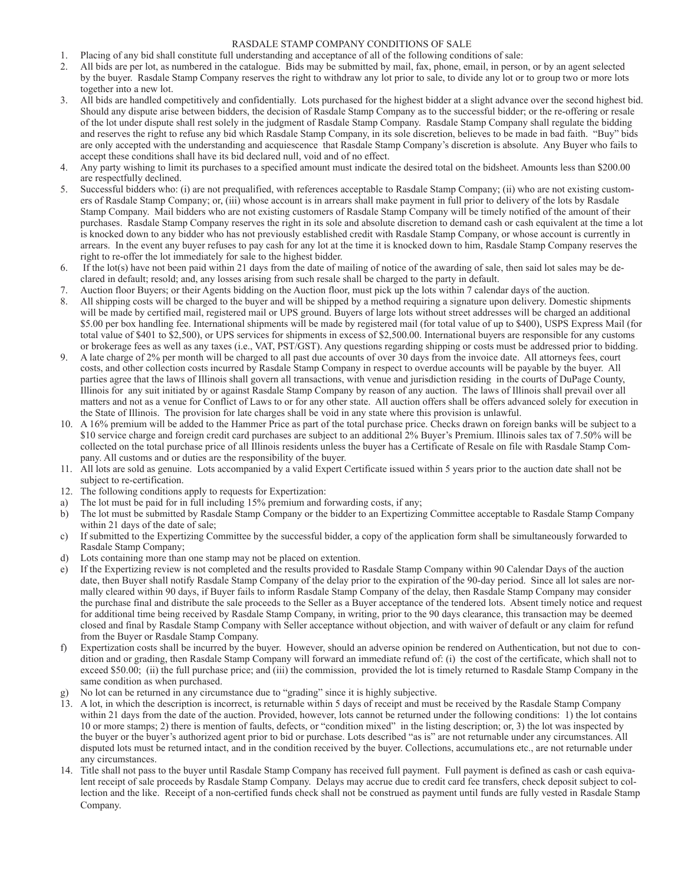# RASDALE STAMP COMPANY CONDITIONS OF SALE

1. Placing of any bid shall constitute full understanding and acceptance of all of the following conditions of sale:
2. All bids are per lot, as numbered in the catalogue. Bids may be submitted by mail, fax, phone, email, in person, or by an agent selected by the buyer. Rasdale Stamp Company reserves the right to withdraw any lot prior to sale, to divide any lot or to group two or more lots together into a new lot.
3. All bids are handled competitively and confidentially. Lots purchased for the highest bidder at a slight advance over the second highest bid. Should any dispute arise between bidders, the decision of Rasdale Stamp Company as to the successful bidder; or the re-offering or resale of the lot under dispute shall rest solely in the judgment of Rasdale Stamp Company. Rasdale Stamp Company shall regulate the bidding and reserves the right to refuse any bid which Rasdale Stamp Company, in its sole discretion, believes to be made in bad faith. "Buy" bids are only accepted with the understanding and acquiescence that Rasdale Stamp Company's discretion is absolute. Any Buyer who fails to accept these conditions shall have its bid declared null, void and of no effect.
4. Any party wishing to limit its purchases to a specified amount must indicate the desired total on the bidsheet. Amounts less than $200.00 are respectfully declined.
5. Successful bidders who: (i) are not prequalified, with references acceptable to Rasdale Stamp Company; (ii) who are not existing customers of Rasdale Stamp Company; or, (iii) whose account is in arrears shall make payment in full prior to delivery of the lots by Rasdale Stamp Company. Mail bidders who are not existing customers of Rasdale Stamp Company will be timely notified of the amount of their purchases. Rasdale Stamp Company reserves the right in its sole and absolute discretion to demand cash or cash equivalent at the time a lot is knocked down to any bidder who has not previously established credit with Rasdale Stamp Company, or whose account is currently in arrears. In the event any buyer refuses to pay cash for any lot at the time it is knocked down to him, Rasdale Stamp Company reserves the right to re-offer the lot immediately for sale to the highest bidder.
6. If the lot(s) have not been paid within 21 days from the date of mailing of notice of the awarding of sale, then said lot sales may be declared in default; resold; and, any losses arising from such resale shall be charged to the party in default.
7. Auction floor Buyers; or their Agents bidding on the Auction floor, must pick up the lots within 7 calendar days of the auction.
8. All shipping costs will be charged to the buyer and will be shipped by a method requiring a signature upon delivery. Domestic shipments will be made by certified mail, registered mail or UPS ground. Buyers of large lots without street addresses will be charged an additional $5.00 per box handling fee. International shipments will be made by registered mail (for total value of up to $400), USPS Express Mail (for total value of $401 to $2,500), or UPS services for shipments in excess of $2,500.00. International buyers are responsible for any customs or brokerage fees as well as any taxes (i.e., VAT, PST/GST). Any questions regarding shipping or costs must be addressed prior to bidding.
9. A late charge of 2% per month will be charged to all past due accounts of over 30 days from the invoice date. All attorneys fees, court costs, and other collection costs incurred by Rasdale Stamp Company in respect to overdue accounts will be payable by the buyer. All parties agree that the laws of Illinois shall govern all transactions, with venue and jurisdiction residing in the courts of DuPage County, Illinois for any suit initiated by or against Rasdale Stamp Company by reason of any auction. The laws of Illinois shall prevail over all matters and not as a venue for Conflict of Laws to or for any other state. All auction offers shall be offers advanced solely for execution in the State of Illinois. The provision for late charges shall be void in any state where this provision is unlawful.
10. A 16% premium will be added to the Hammer Price as part of the total purchase price. Checks drawn on foreign banks will be subject to a $10 service charge and foreign credit card purchases are subject to an additional 2% Buyer's Premium. Illinois sales tax of 7.50% will be collected on the total purchase price of all Illinois residents unless the buyer has a Certificate of Resale on file with Rasdale Stamp Company. All customs and or duties are the responsibility of the buyer.
11. All lots are sold as genuine. Lots accompanied by a valid Expert Certificate issued within 5 years prior to the auction date shall not be subject to re-certification.
12. The following conditions apply to requests for Expertization:
    a) The lot must be paid for in full including 15% premium and forwarding costs, if any;
    b) The lot must be submitted by Rasdale Stamp Company or the bidder to an Expertizing Committee acceptable to Rasdale Stamp Company within 21 days of the date of sale;
    c) If submitted to the Expertizing Committee by the successful bidder, a copy of the application form shall be simultaneously forwarded to Rasdale Stamp Company;
    d) Lots containing more than one stamp may not be placed on extention.
    e) If the Expertizing review is not completed and the results provided to Rasdale Stamp Company within 90 Calendar Days of the auction date, then Buyer shall notify Rasdale Stamp Company of the delay prior to the expiration of the 90-day period. Since all lot sales are normally cleared within 90 days, if Buyer fails to inform Rasdale Stamp Company of the delay, then Rasdale Stamp Company may consider the purchase final and distribute the sale proceeds to the Seller as a Buyer acceptance of the tendered lots. Absent timely notice and request for additional time being received by Rasdale Stamp Company, in writing, prior to the 90 days clearance, this transaction may be deemed closed and final by Rasdale Stamp Company with Seller acceptance without objection, and with waiver of default or any claim for refund from the Buyer or Rasdale Stamp Company.
    f) Expertization costs shall be incurred by the buyer. However, should an adverse opinion be rendered on Authentication, but not due to condition and or grading, then Rasdale Stamp Company will forward an immediate refund of: (i) the cost of the certificate, which shall not to exceed $50.00; (ii) the full purchase price; and (iii) the commission, provided the lot is timely returned to Rasdale Stamp Company in the same condition as when purchased.
    g) No lot can be returned in any circumstance due to "grading" since it is highly subjective.
13. A lot, in which the description is incorrect, is returnable within 5 days of receipt and must be received by the Rasdale Stamp Company within 21 days from the date of the auction. Provided, however, lots cannot be returned under the following conditions: 1) the lot contains 10 or more stamps; 2) there is mention of faults, defects, or "condition mixed" in the listing description; or, 3) the lot was inspected by the buyer or the buyer's authorized agent prior to bid or purchase. Lots described "as is" are not returnable under any circumstances. All disputed lots must be returned intact, and in the condition received by the buyer. Collections, accumulations etc., are not returnable under any circumstances.
14. Title shall not pass to the buyer until Rasdale Stamp Company has received full payment. Full payment is defined as cash or cash equivalent receipt of sale proceeds by Rasdale Stamp Company. Delays may accrue due to credit card fee transfers, check deposit subject to collection and the like. Receipt of a non-certified funds check shall not be construed as payment until funds are fully vested in Rasdale Stamp Company.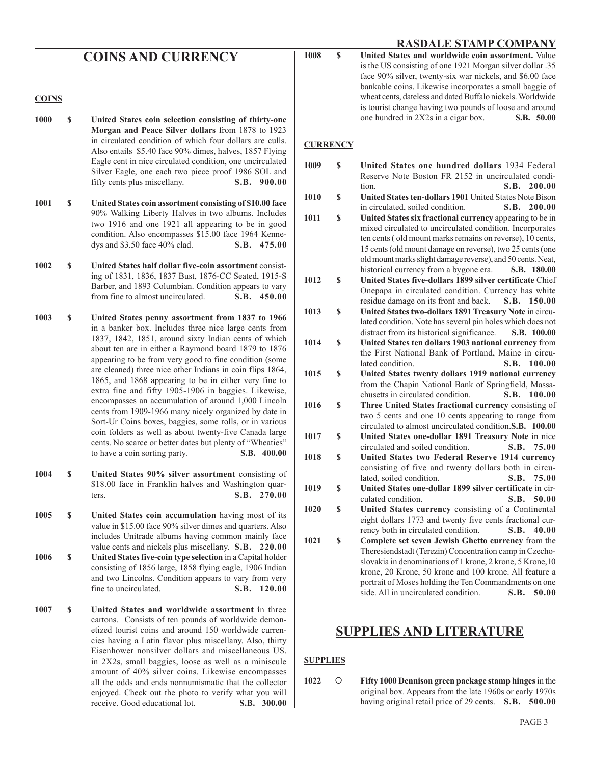# COINS AND CURRENCY

## COINS

**1000** $ **United States coin selection consisting of thirty-one Morgan and Peace Silver dollars** from 1878 to 1923 in circulated condition of which four dollars are culls. Also entails $5.40 face 90% dimes, halves, 1857 Flying Eagle cent in nice circulated condition, one uncirculated Silver Eagle, one each two piece proof 1986 SOL and fifty cents plus miscellany. **S.B. 900.00**

**1001** $ **United States coin assortment consisting of $10.00 face** 90% Walking Liberty Halves in two albums. Includes two 1916 and one 1921 all appearing to be in good condition. Also encompasses $15.00 face 1964 Kennedys and $3.50 face 40% clad. **S.B. 475.00**

**1002** $ **United States half dollar five-coin assortment** consisting of 1831, 1836, 1837 Bust, 1876-CC Seated, 1915-S Barber, and 1893 Columbian. Condition appears to vary from fine to almost uncirculated. **S.B. 450.00**

**1003** $ **United States penny assortment from 1837 to 1966** in a banker box. Includes three nice large cents from 1837, 1842, 1851, around sixty Indian cents of which about ten are in either a Raymond board 1879 to 1876 appearing to be from very good to fine condition (some are cleaned) three nice other Indians in coin flips 1864, 1865, and 1868 appearing to be in either very fine to extra fine and fifty 1905-1906 in baggies. Likewise, encompasses an accumulation of around 1,000 Lincoln cents from 1909-1966 many nicely organized by date in Sort-Ur Coins boxes, baggies, some rolls, or in various coin folders as well as about twenty-five Canada large cents. No scarce or better dates but plenty of "Wheaties" to have a coin sorting party. **S.B. 400.00**

**1004** $ **United States 90% silver assortment** consisting of $18.00 face in Franklin halves and Washington quarters. **S.B. 270.00**

**1005** $ **United States coin accumulation** having most of its value in $15.00 face 90% silver dimes and quarters. Also includes Unitrade albums having common mainly face value cents and nickels plus miscellany. **S.B. 220.00**

**1006** $ **United States five-coin type selection** in a Capital holder consisting of 1856 large, 1858 flying eagle, 1906 Indian and two Lincolns. Condition appears to vary from very fine to uncirculated. **S.B. 120.00**

**1007** $ **United States and worldwide assortment i**n three cartons. Consists of ten pounds of worldwide demonetized tourist coins and around 150 worldwide currencies having a Latin flavor plus miscellany. Also, thirty Eisenhower nonsilver dollars and miscellaneous US. in 2X2s, small baggies, loose as well as a miniscule amount of 40% silver coins. Likewise encompasses all the odds and ends nonnumismatic that the collector enjoyed. Check out the photo to verify what you will receive. Good educational lot. **S.B. 300.00**

**1008** $ **United States and worldwide coin assortment.** Value is the US consisting of one 1921 Morgan silver dollar .35 face 90% silver, twenty-six war nickels, and $6.00 face bankable coins. Likewise incorporates a small baggie of wheat cents, dateless and dated Buffalo nickels. Worldwide is tourist change having two pounds of loose and around one hundred in 2X2s in a cigar box. **S.B. 50.00**

## CURRENCY

**1009** $ **United States one hundred dollars** 1934 Federal Reserve Note Boston FR 2152 in uncirculated condition. **S.B. 200.00**

**1010** $ **United States ten-dollars 1901** United States Note Bison in circulated, soiled condition. **S.B. 200.00**

**1011** $ **United States six fractional currency** appearing to be in mixed circulated to uncirculated condition. Incorporates ten cents ( old mount marks remains on reverse), 10 cents, 15 cents (old mount damage on reverse), two 25 cents (one old mount marks slight damage reverse), and 50 cents. Neat, historical currency from a bygone era. **S.B. 180.00**

**1012** $ **United States five-dollars 1899 silver certificate** Chief Onepapa in circulated condition. Currency has white residue damage on its front and back. **S.B. 150.00**

**1013** $ **United States two-dollars 1891 Treasury Note** in circulated condition. Note has several pin holes which does not distract from its historical significance. **S.B. 100.00**

**1014** $ **United States ten dollars 1903 national currency** from the First National Bank of Portland, Maine in circulated condition. **S.B. 100.00**

**1015** $ **United States twenty dollars 1919 national currency** from the Chapin National Bank of Springfield, Massachusetts in circulated condition. **S.B. 100.00**

**1016** $ **Three United States fractional currency** consisting of two 5 cents and one 10 cents appearing to range from circulated to almost uncirculated condition. **S.B. 100.00**

**1017** $ **United States one-dollar 1891 Treasury Note** in nice circulated and soiled condition. **S.B. 75.00**

**1018** $ **United States two Federal Reserve 1914 currency** consisting of five and twenty dollars both in circulated, soiled condition. **S.B. 75.00**

**1019** $ **United States one-dollar 1899 silver certificate** in circulated condition. **S.B. 50.00**

**1020** $ **United States currency** consisting of a Continental eight dollars 1773 and twenty five cents fractional currency both in circulated condition. **S.B. 40.00**

**1021** $ **Complete set seven Jewish Ghetto currency** from the Theresiendstadt (Terezin) Concentration camp in Czechoslovakia in denominations of 1 krone, 2 krone, 5 Krone,10 krone, 20 Krone, 50 krone and 100 krone. All feature a portrait of Moses holding the Ten Commandments on one side. All in uncirculated condition. **S.B. 50.00**

# SUPPLIES AND LITERATURE

## SUPPLIES

**1022** ○ **Fifty 1000 Dennison green package stamp hinges** in the original box. Appears from the late 1960s or early 1970s having original retail price of 29 cents. **S.B. 500.00**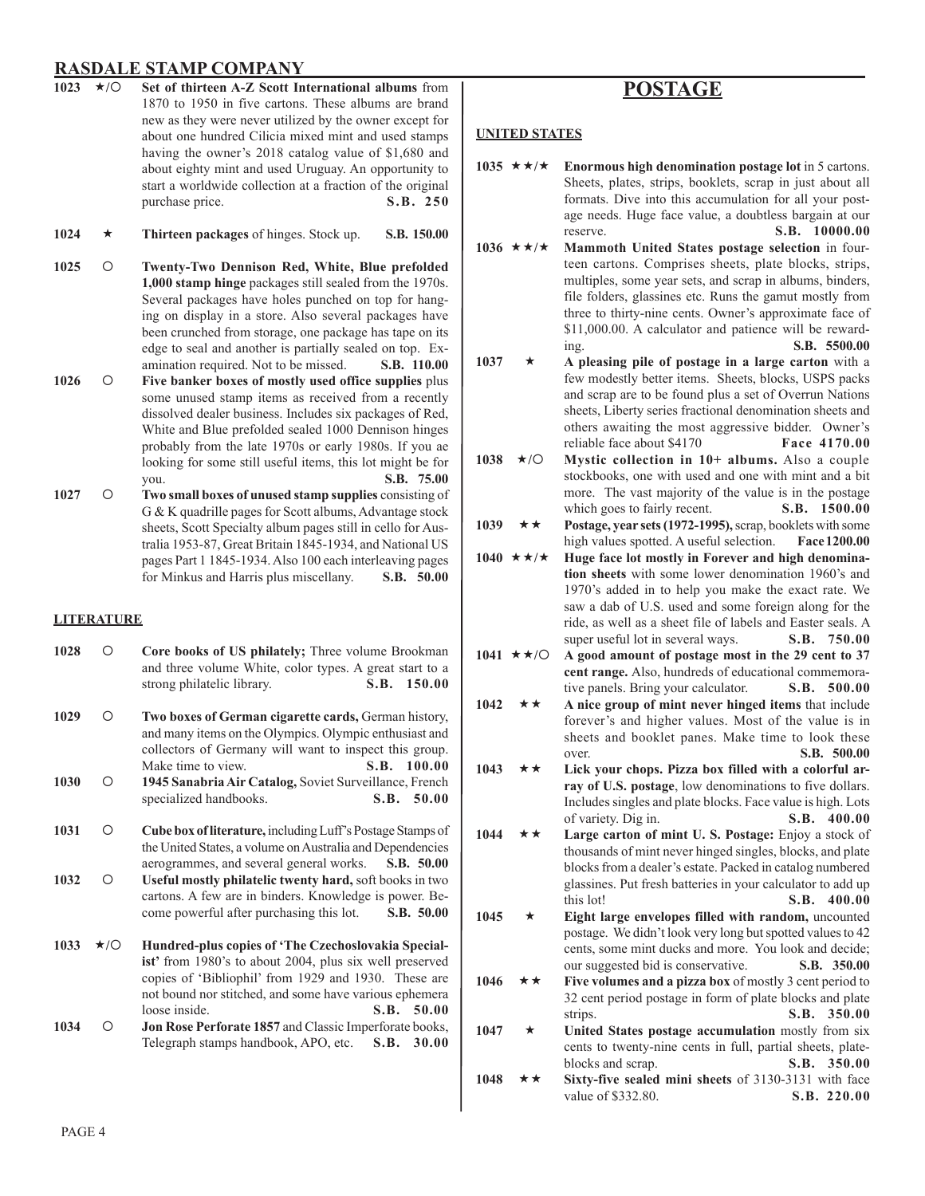## RASDALE STAMP COMPANY

**1023** ★/○ **Set of thirteen A-Z Scott International albums** from 1870 to 1950 in five cartons. These albums are brand new as they were never utilized by the owner except for about one hundred Cilicia mixed mint and used stamps having the owner's 2018 catalog value of $1,680 and about eighty mint and used Uruguay. An opportunity to start a worldwide collection at a fraction of the original purchase price. **S.B. 250**

**1024** ★ **Thirteen packages** of hinges. Stock up. **S.B. 150.00**

**1025** ○ **Twenty-Two Dennison Red, White, Blue prefolded 1,000 stamp hinge** packages still sealed from the 1970s. Several packages have holes punched on top for hanging on display in a store. Also several packages have been crunched from storage, one package has tape on its edge to seal and another is partially sealed on top. Examination required. Not to be missed. **S.B. 110.00**

**1026** ○ **Five banker boxes of mostly used office supplies** plus some unused stamp items as received from a recently dissolved dealer business. Includes six packages of Red, White and Blue prefolded sealed 1000 Dennison hinges probably from the late 1970s or early 1980s. If you ae looking for some still useful items, this lot might be for you. **S.B. 75.00**

**1027** ○ **Two small boxes of unused stamp supplies** consisting of G & K quadrille pages for Scott albums, Advantage stock sheets, Scott Specialty album pages still in cello for Australia 1953-87, Great Britain 1845-1934, and National US pages Part 1 1845-1934. Also 100 each interleaving pages for Minkus and Harris plus miscellany. **S.B. 50.00**

### LITERATURE

**1028** ○ **Core books of US philately;** Three volume Brookman and three volume White, color types. A great start to a strong philatelic library. **S.B. 150.00**

**1029** ○ **Two boxes of German cigarette cards,** German history, and many items on the Olympics. Olympic enthusiast and collectors of Germany will want to inspect this group. Make time to view. **S.B. 100.00**

**1030** ○ **1945 Sanabria Air Catalog,** Soviet Surveillance, French specialized handbooks. **S.B. 50.00**

**1031** ○ **Cube box of literature,** including Luff's Postage Stamps of the United States, a volume on Australia and Dependencies aerogrammes, and several general works. **S.B. 50.00**

**1032** ○ **Useful mostly philatelic twenty hard,** soft books in two cartons. A few are in binders. Knowledge is power. Become powerful after purchasing this lot. **S.B. 50.00**

**1033** ★/○ **Hundred-plus copies of 'The Czechoslovakia Specialist'** from 1980's to about 2004, plus six well preserved copies of 'Bibliophil' from 1929 and 1930. These are not bound nor stitched, and some have various ephemera loose inside. **S.B. 50.00**

**1034** ○ **Jon Rose Perforate 1857** and Classic Imperforate books, Telegraph stamps handbook, APO, etc. **S.B. 30.00**

## POSTAGE

### UNITED STATES

**1035** ★★/★ **Enormous high denomination postage lot** in 5 cartons. Sheets, plates, strips, booklets, scrap in just about all formats. Dive into this accumulation for all your postage needs. Huge face value, a doubtless bargain at our reserve. **S.B. 10000.00**

**1036** ★★/★ **Mammoth United States postage selection** in fourteen cartons. Comprises sheets, plate blocks, strips, multiples, some year sets, and scrap in albums, binders, file folders, glassines etc. Runs the gamut mostly from three to thirty-nine cents. Owner's approximate face of $11,000.00. A calculator and patience will be rewarding. **S.B. 5500.00**

**1037** ★ **A pleasing pile of postage in a large carton** with a few modestly better items. Sheets, blocks, USPS packs and scrap are to be found plus a set of Overrun Nations sheets, Liberty series fractional denomination sheets and others awaiting the most aggressive bidder. Owner's reliable face about $4170 **Face 4170.00**

**1038** ★/○ **Mystic collection in 10+ albums.** Also a couple stockbooks, one with used and one with mint and a bit more. The vast majority of the value is in the postage which goes to fairly recent. **S.B. 1500.00**

**1039** ★★ **Postage, year sets (1972-1995),** scrap, booklets with some high values spotted. A useful selection. **Face 1200.00**

**1040** ★★/★ **Huge face lot mostly in Forever and high denomination sheets** with some lower denomination 1960's and 1970's added in to help you make the exact rate. We saw a dab of U.S. used and some foreign along for the ride, as well as a sheet file of labels and Easter seals. A super useful lot in several ways. **S.B. 750.00**

**1041** ★★/○ **A good amount of postage most in the 29 cent to 37 cent range.** Also, hundreds of educational commemorative panels. Bring your calculator. **S.B. 500.00**

**1042** ★★ **A nice group of mint never hinged items** that include forever's and higher values. Most of the value is in sheets and booklet panes. Make time to look these over. **S.B. 500.00**

**1043** ★★ **Lick your chops. Pizza box filled with a colorful array of U.S. postage**, low denominations to five dollars. Includes singles and plate blocks. Face value is high. Lots of variety. Dig in. **S.B. 400.00**

**1044** ★★ **Large carton of mint U. S. Postage:** Enjoy a stock of thousands of mint never hinged singles, blocks, and plate blocks from a dealer's estate. Packed in catalog numbered glassines. Put fresh batteries in your calculator to add up this lot! **S.B. 400.00**

**1045** ★ **Eight large envelopes filled with random,** uncounted postage. We didn't look very long but spotted values to 42 cents, some mint ducks and more. You look and decide; our suggested bid is conservative. **S.B. 350.00**

**1046** ★★ **Five volumes and a pizza box** of mostly 3 cent period to 32 cent period postage in form of plate blocks and plate strips. **S.B. 350.00**

**1047** ★ **United States postage accumulation** mostly from six cents to twenty-nine cents in full, partial sheets, plateblocks and scrap. **S.B. 350.00**

**1048** ★★ **Sixty-five sealed mini sheets** of 3130-3131 with face value of $332.80. **S.B. 220.00**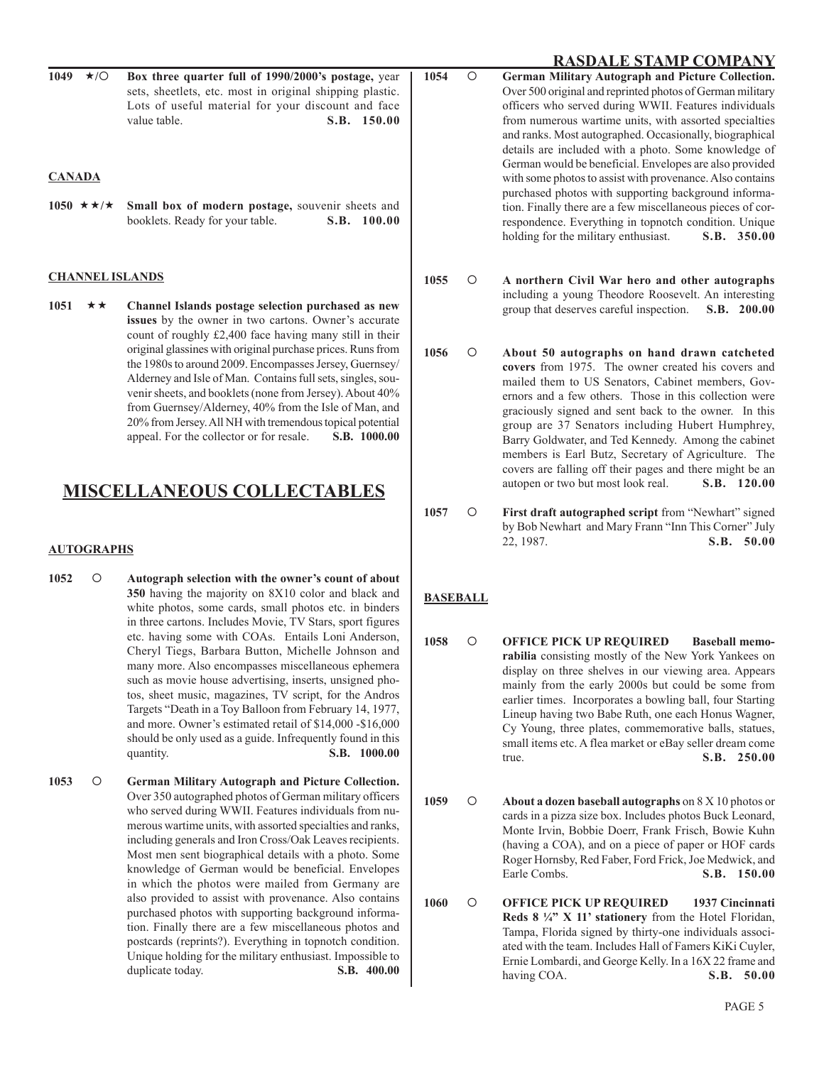**1049 ★/○ Box three quarter full of 1990/2000's postage,** year sets, sheetlets, etc. most in original shipping plastic. Lots of useful material for your discount and face value table. **S.B. 150.00**

### CANADA

**1050 ★★/★ Small box of modern postage,** souvenir sheets and booklets. Ready for your table. **S.B. 100.00**

### CHANNEL ISLANDS

**1051 ★★ Channel Islands postage selection purchased as new issues** by the owner in two cartons. Owner's accurate count of roughly £2,400 face having many still in their original glassines with original purchase prices. Runs from the 1980s to around 2009. Encompasses Jersey, Guernsey/Alderney and Isle of Man. Contains full sets, singles, souvenir sheets, and booklets (none from Jersey). About 40% from Guernsey/Alderney, 40% from the Isle of Man, and 20% from Jersey. All NH with tremendous topical potential appeal. For the collector or for resale. **S.B. 1000.00**

# MISCELLANEOUS COLLECTABLES

### AUTOGRAPHS

**1052 ○ Autograph selection with the owner's count of about 350** having the majority on 8X10 color and black and white photos, some cards, small photos etc. in binders in three cartons. Includes Movie, TV Stars, sport figures etc. having some with COAs. Entails Loni Anderson, Cheryl Tiegs, Barbara Button, Michelle Johnson and many more. Also encompasses miscellaneous ephemera such as movie house advertising, inserts, unsigned photos, sheet music, magazines, TV script, for the Andros Targets "Death in a Toy Balloon from February 14, 1977, and more. Owner's estimated retail of $14,000 -$16,000 should be only used as a guide. Infrequently found in this quantity. **S.B. 1000.00**

**1053 ○ German Military Autograph and Picture Collection.** Over 350 autographed photos of German military officers who served during WWII. Features individuals from numerous wartime units, with assorted specialties and ranks, including generals and Iron Cross/Oak Leaves recipients. Most men sent biographical details with a photo. Some knowledge of German would be beneficial. Envelopes in which the photos were mailed from Germany are also provided to assist with provenance. Also contains purchased photos with supporting background information. Finally there are a few miscellaneous photos and postcards (reprints?). Everything in topnotch condition. Unique holding for the military enthusiast. Impossible to duplicate today. **S.B. 400.00**

**1054 ○ German Military Autograph and Picture Collection.** Over 500 original and reprinted photos of German military officers who served during WWII. Features individuals from numerous wartime units, with assorted specialties and ranks. Most autographed. Occasionally, biographical details are included with a photo. Some knowledge of German would be beneficial. Envelopes are also provided with some photos to assist with provenance. Also contains purchased photos with supporting background information. Finally there are a few miscellaneous pieces of correspondence. Everything in topnotch condition. Unique holding for the military enthusiast. **S.B. 350.00**

**1055 ○ A northern Civil War hero and other autographs** including a young Theodore Roosevelt. An interesting group that deserves careful inspection. **S.B. 200.00**

**1056 ○ About 50 autographs on hand drawn catcheted covers** from 1975. The owner created his covers and mailed them to US Senators, Cabinet members, Governors and a few others. Those in this collection were graciously signed and sent back to the owner. In this group are 37 Senators including Hubert Humphrey, Barry Goldwater, and Ted Kennedy. Among the cabinet members is Earl Butz, Secretary of Agriculture. The covers are falling off their pages and there might be an autopen or two but most look real. **S.B. 120.00**

**1057 ○ First draft autographed script** from "Newhart" signed by Bob Newhart and Mary Frann "Inn This Corner" July 22, 1987. **S.B. 50.00**

### BASEBALL

**1058 ○ OFFICE PICK UP REQUIRED Baseball memorabilia** consisting mostly of the New York Yankees on display on three shelves in our viewing area. Appears mainly from the early 2000s but could be some from earlier times. Incorporates a bowling ball, four Starting Lineup having two Babe Ruth, one each Honus Wagner, Cy Young, three plates, commemorative balls, statues, small items etc. A flea market or eBay seller dream come true. **S.B. 250.00**

**1059 ○ About a dozen baseball autographs** on 8 X 10 photos or cards in a pizza size box. Includes photos Buck Leonard, Monte Irvin, Bobbie Doerr, Frank Frisch, Bowie Kuhn (having a COA), and on a piece of paper or HOF cards Roger Hornsby, Red Faber, Ford Frick, Joe Medwick, and Earle Combs. **S.B. 150.00**

**1060 ○ OFFICE PICK UP REQUIRED 1937 Cincinnati Reds 8 ¼" X 11' stationery** from the Hotel Floridan, Tampa, Florida signed by thirty-one individuals associated with the team. Includes Hall of Famers KiKi Cuyler, Ernie Lombardi, and George Kelly. In a 16X 22 frame and having COA. **S.B. 50.00**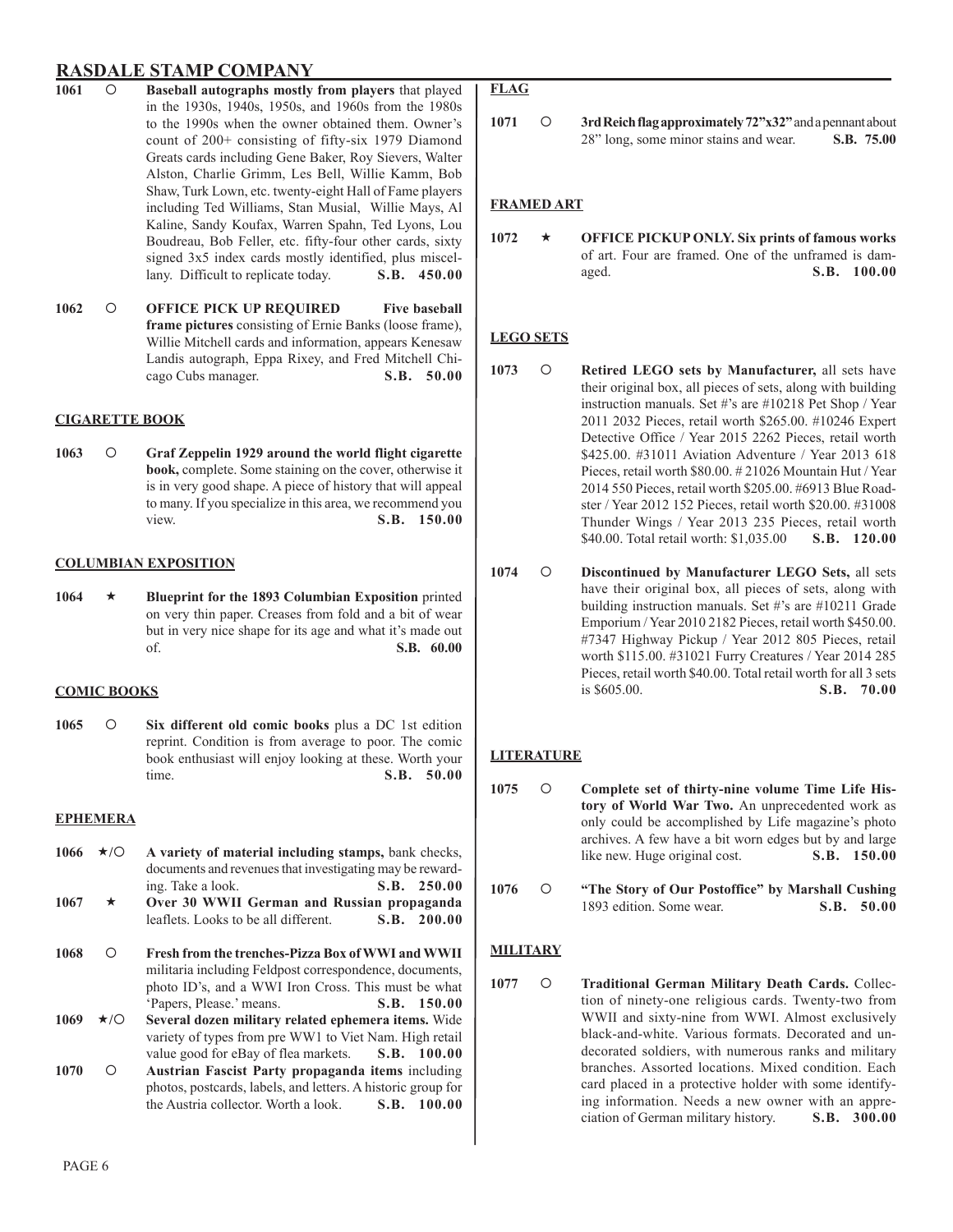# RASDALE STAMP COMPANY

**1061** ○ **Baseball autographs mostly from players** that played in the 1930s, 1940s, 1950s, and 1960s from the 1980s to the 1990s when the owner obtained them. Owner's count of 200+ consisting of fifty-six 1979 Diamond Greats cards including Gene Baker, Roy Sievers, Walter Alston, Charlie Grimm, Les Bell, Willie Kamm, Bob Shaw, Turk Lown, etc. twenty-eight Hall of Fame players including Ted Williams, Stan Musial, Willie Mays, Al Kaline, Sandy Koufax, Warren Spahn, Ted Lyons, Lou Boudreau, Bob Feller, etc. fifty-four other cards, sixty signed 3x5 index cards mostly identified, plus miscellany. Difficult to replicate today. **S.B. 450.00**

**1062** ○ **OFFICE PICK UP REQUIRED Five baseball frame pictures** consisting of Ernie Banks (loose frame), Willie Mitchell cards and information, appears Kenesaw Landis autograph, Eppa Rixey, and Fred Mitchell Chicago Cubs manager. **S.B. 50.00**

## CIGARETTE BOOK

**1063** ○ **Graf Zeppelin 1929 around the world flight cigarette book,** complete. Some staining on the cover, otherwise it is in very good shape. A piece of history that will appeal to many. If you specialize in this area, we recommend you view. **S.B. 150.00**

## COLUMBIAN EXPOSITION

**1064** ★ **Blueprint for the 1893 Columbian Exposition** printed on very thin paper. Creases from fold and a bit of wear but in very nice shape for its age and what it's made out of. **S.B. 60.00**

## COMIC BOOKS

**1065** ○ **Six different old comic books** plus a DC 1st edition reprint. Condition is from average to poor. The comic book enthusiast will enjoy looking at these. Worth your time. **S.B. 50.00**

## EPHEMERA

**1066** ★/○ **A variety of material including stamps,** bank checks, documents and revenues that investigating may be rewarding. Take a look. **S.B. 250.00**

**1067** ★ **Over 30 WWII German and Russian propaganda** leaflets. Looks to be all different. **S.B. 200.00**

**1068** ○ **Fresh from the trenches-Pizza Box of WWI and WWII** militaria including Feldpost correspondence, documents, photo ID's, and a WWI Iron Cross. This must be what 'Papers, Please.' means. **S.B. 150.00**

**1069** ★/○ **Several dozen military related ephemera items.** Wide variety of types from pre WW1 to Viet Nam. High retail value good for eBay of flea markets. **S.B. 100.00**

**1070** ○ **Austrian Fascist Party propaganda items** including photos, postcards, labels, and letters. A historic group for the Austria collector. Worth a look. **S.B. 100.00**

## FLAG

**1071** ○ **3rd Reich flag approximately 72"x32"** and a pennant about 28" long, some minor stains and wear. **S.B. 75.00**

## FRAMED ART

**1072** ★ **OFFICE PICKUP ONLY. Six prints of famous works** of art. Four are framed. One of the unframed is damaged. **S.B. 100.00**

## LEGO SETS

**1073** ○ **Retired LEGO sets by Manufacturer,** all sets have their original box, all pieces of sets, along with building instruction manuals. Set #'s are #10218 Pet Shop / Year 2011 2032 Pieces, retail worth $265.00. #10246 Expert Detective Office / Year 2015 2262 Pieces, retail worth $425.00. #31011 Aviation Adventure / Year 2013 618 Pieces, retail worth $80.00. # 21026 Mountain Hut / Year 2014 550 Pieces, retail worth $205.00. #6913 Blue Roadster / Year 2012 152 Pieces, retail worth $20.00. #31008 Thunder Wings / Year 2013 235 Pieces, retail worth $40.00. Total retail worth: $1,035.00 **S.B. 120.00**

**1074** ○ **Discontinued by Manufacturer LEGO Sets,** all sets have their original box, all pieces of sets, along with building instruction manuals. Set #'s are #10211 Grade Emporium / Year 2010 2182 Pieces, retail worth $450.00. #7347 Highway Pickup / Year 2012 805 Pieces, retail worth $115.00. #31021 Furry Creatures / Year 2014 285 Pieces, retail worth $40.00. Total retail worth for all 3 sets is $605.00. **S.B. 70.00**

## LITERATURE

**1075** ○ **Complete set of thirty-nine volume Time Life History of World War Two.** An unprecedented work as only could be accomplished by Life magazine's photo archives. A few have a bit worn edges but by and large like new. Huge original cost. **S.B. 150.00**

**1076** ○ **"The Story of Our Postoffice" by Marshall Cushing** 1893 edition. Some wear. **S.B. 50.00**

## MILITARY

**1077** ○ **Traditional German Military Death Cards.** Collection of ninety-one religious cards. Twenty-two from WWII and sixty-nine from WWI. Almost exclusively black-and-white. Various formats. Decorated and undecorated soldiers, with numerous ranks and military branches. Assorted locations. Mixed condition. Each card placed in a protective holder with some identifying information. Needs a new owner with an appreciation of German military history. **S.B. 300.00**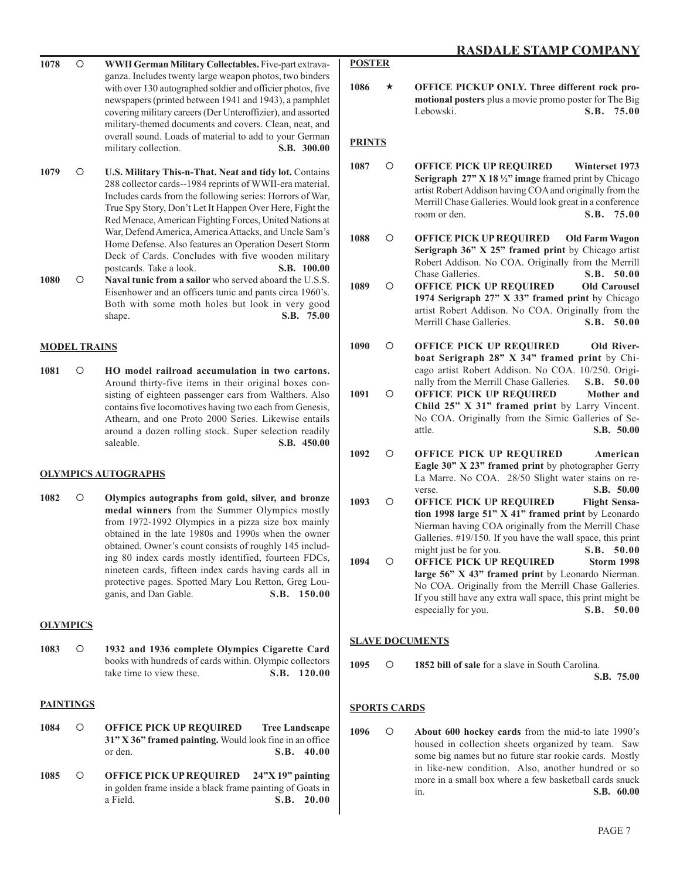**1078** ○ **WWII German Military Collectables.** Five-part extravaganza. Includes twenty large weapon photos, two binders with over 130 autographed soldier and officier photos, five newspapers (printed between 1941 and 1943), a pamphlet covering military careers (Der Unteroffizier), and assorted military-themed documents and covers. Clean, neat, and overall sound. Loads of material to add to your German military collection. **S.B. 300.00**

**1079** ○ **U.S. Military This-n-That. Neat and tidy lot.** Contains 288 collector cards--1984 reprints of WWII-era material. Includes cards from the following series: Horrors of War, True Spy Story, Don't Let It Happen Over Here, Fight the Red Menace, American Fighting Forces, United Nations at War, Defend America, America Attacks, and Uncle Sam's Home Defense. Also features an Operation Desert Storm Deck of Cards. Concludes with five wooden military postcards. Take a look. **S.B. 100.00**

**1080** ○ **Naval tunic from a sailor** who served aboard the U.S.S. Eisenhower and an officers tunic and pants circa 1960's. Both with some moth holes but look in very good shape. **S.B. 75.00**

## MODEL TRAINS

**1081** ○ **HO model railroad accumulation in two cartons.** Around thirty-five items in their original boxes consisting of eighteen passenger cars from Walthers. Also contains five locomotives having two each from Genesis, Athearn, and one Proto 2000 Series. Likewise entails around a dozen rolling stock. Super selection readily saleable. **S.B. 450.00**

## OLYMPICS AUTOGRAPHS

**1082** ○ **Olympics autographs from gold, silver, and bronze medal winners** from the Summer Olympics mostly from 1972-1992 Olympics in a pizza size box mainly obtained in the late 1980s and 1990s when the owner obtained. Owner's count consists of roughly 145 including 80 index cards mostly identified, fourteen FDCs, nineteen cards, fifteen index cards having cards all in protective pages. Spotted Mary Lou Retton, Greg Louganis, and Dan Gable. **S.B. 150.00**

## OLYMPICS

**1083** ○ **1932 and 1936 complete Olympics Cigarette Card** books with hundreds of cards within. Olympic collectors take time to view these. **S.B. 120.00**

## PAINTINGS

**1084** ○ **OFFICE PICK UP REQUIRED Tree Landscape 31" X 36" framed painting.** Would look fine in an office or den. **S.B. 40.00**

**1085** ○ **OFFICE PICK UP REQUIRED 24"X 19" painting** in golden frame inside a black frame painting of Goats in a Field. **S.B. 20.00**

## POSTER

**1086** ★ **OFFICE PICKUP ONLY. Three different rock promotional posters** plus a movie promo poster for The Big Lebowski. **S.B. 75.00**

## PRINTS

**1087** ○ **OFFICE PICK UP REQUIRED Winterset 1973 Serigraph 27" X 18 ½" image** framed print by Chicago artist Robert Addison having COA and originally from the Merrill Chase Galleries. Would look great in a conference room or den. **S.B. 75.00**

**1088** ○ **OFFICE PICK UP REQUIRED Old Farm Wagon Serigraph 36" X 25" framed print** by Chicago artist Robert Addison. No COA. Originally from the Merrill Chase Galleries. **S.B. 50.00**

**1089** ○ **OFFICE PICK UP REQUIRED Old Carousel 1974 Serigraph 27" X 33" framed print** by Chicago artist Robert Addison. No COA. Originally from the Merrill Chase Galleries. **S.B. 50.00**

**1090** ○ **OFFICE PICK UP REQUIRED Old Riverboat Serigraph 28" X 34" framed print** by Chicago artist Robert Addison. No COA. 10/250. Originally from the Merrill Chase Galleries. **S.B. 50.00**

**1091** ○ **OFFICE PICK UP REQUIRED Mother and Child 25" X 31" framed print** by Larry Vincent. No COA. Originally from the Simic Galleries of Seattle. **S.B. 50.00**

**1092** ○ **OFFICE PICK UP REQUIRED American Eagle 30" X 23" framed print** by photographer Gerry La Marre. No COA. 28/50 Slight water stains on reverse. **S.B. 50.00**

**1093** ○ **OFFICE PICK UP REQUIRED Flight Sensation 1998 large 51" X 41" framed print** by Leonardo Nierman having COA originally from the Merrill Chase Galleries. #19/150. If you have the wall space, this print might just be for you. **S.B. 50.00**

**1094** ○ **OFFICE PICK UP REQUIRED Storm 1998 large 56" X 43" framed print** by Leonardo Nierman. No COA. Originally from the Merrill Chase Galleries. If you still have any extra wall space, this print might be especially for you. **S.B. 50.00**

## SLAVE DOCUMENTS

**1095** ○ **1852 bill of sale** for a slave in South Carolina. **S.B. 75.00**

## SPORTS CARDS

**1096** ○ **About 600 hockey cards** from the mid-to late 1990's housed in collection sheets organized by team. Saw some big names but no future star rookie cards. Mostly in like-new condition. Also, another hundred or so more in a small box where a few basketball cards snuck in. **S.B. 60.00**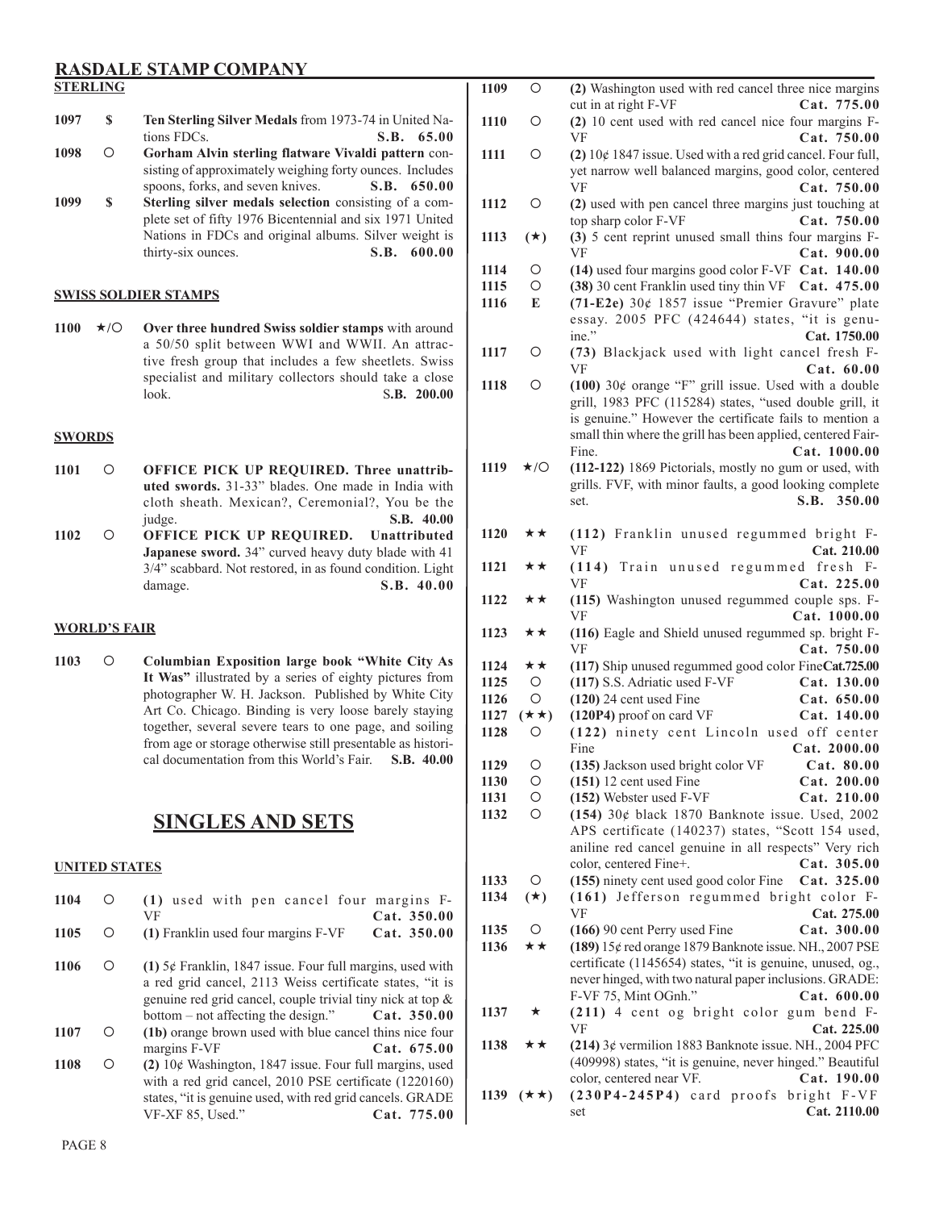## RASDALE STAMP COMPANY

### STERLING

**1097** $ **Ten Sterling Silver Medals** from 1973-74 in United Nations FDCs. **S.B. 65.00**

**1098** ○ **Gorham Alvin sterling flatware Vivaldi pattern** consisting of approximately weighing forty ounces. Includes spoons, forks, and seven knives. **S.B. 650.00**

**1099** $ **Sterling silver medals selection** consisting of a complete set of fifty 1976 Bicentennial and six 1971 United Nations in FDCs and original albums. Silver weight is thirty-six ounces. **S.B. 600.00**

### SWISS SOLDIER STAMPS

**1100** ★/○ **Over three hundred Swiss soldier stamps** with around a 50/50 split between WWI and WWII. An attractive fresh group that includes a few sheetlets. Swiss specialist and military collectors should take a close look. **S.B. 200.00**

### SWORDS

**1101** ○ **OFFICE PICK UP REQUIRED. Three unattributed swords.** 31-33" blades. One made in India with cloth sheath. Mexican?, Ceremonial?, You be the judge. **S.B. 40.00**

**1102** ○ **OFFICE PICK UP REQUIRED. Unattributed Japanese sword.** 34" curved heavy duty blade with 41 3/4" scabbard. Not restored, in as found condition. Light damage. **S.B. 40.00**

### WORLD'S FAIR

**1103** ○ **Columbian Exposition large book "White City As It Was"** illustrated by a series of eighty pictures from photographer W. H. Jackson. Published by White City Art Co. Chicago. Binding is very loose barely staying together, several severe tears to one page, and soiling from age or storage otherwise still presentable as historical documentation from this World's Fair. **S.B. 40.00**

## SINGLES AND SETS

### UNITED STATES

**1104** ○ **(1)** used with pen cancel four margins F-VF **Cat. 350.00**

**1105** ○ **(1)** Franklin used four margins F-VF **Cat. 350.00**

**1106** ○ **(1)** 5¢ Franklin, 1847 issue. Four full margins, used with a red grid cancel, 2113 Weiss certificate states, "it is genuine red grid cancel, couple trivial tiny nick at top & bottom – not affecting the design." **Cat. 350.00**

**1107** ○ **(1b)** orange brown used with blue cancel thins nice four margins F-VF **Cat. 675.00**

**1108** ○ **(2)** 10¢ Washington, 1847 issue. Four full margins, used with a red grid cancel, 2010 PSE certificate (1220160) states, "it is genuine used, with red grid cancels. GRADE VF-XF 85, Used." **Cat. 775.00**

**1109** ○ **(2)** Washington used with red cancel three nice margins cut in at right F-VF **Cat. 775.00**

**1110** ○ **(2)** 10 cent used with red cancel nice four margins F-VF **Cat. 750.00**

**1111** ○ **(2)** 10¢ 1847 issue. Used with a red grid cancel. Four full, yet narrow well balanced margins, good color, centered VF **Cat. 750.00**

**1112** ○ **(2)** used with pen cancel three margins just touching at top sharp color F-VF **Cat. 750.00**

**1113** (★) **(3)** 5 cent reprint unused small thins four margins F-VF **Cat. 900.00**

**1114** ○ **(14)** used four margins good color F-VF **Cat. 140.00**

**1115** ○ **(38)** 30 cent Franklin used tiny thin VF **Cat. 475.00**

**1116** E **(71-E2e)** 30¢ 1857 issue "Premier Gravure" plate essay. 2005 PFC (424644) states, "it is genuine." **Cat. 1750.00**

**1117** ○ **(73)** Blackjack used with light cancel fresh F-VF **Cat. 60.00**

**1118** ○ **(100)** 30¢ orange "F" grill issue. Used with a double grill, 1983 PFC (115284) states, "used double grill, it is genuine." However the certificate fails to mention a small thin where the grill has been applied, centered Fair-Fine. **Cat. 1000.00**

**1119** ★/○ **(112-122)** 1869 Pictorials, mostly no gum or used, with grills. FVF, with minor faults, a good looking complete set. **S.B. 350.00**

**1120** ★★ **(112)** Franklin unused regummed bright F-VF **Cat. 210.00**

**1121** ★★ **(114)** Train unused regummed fresh F-VF **Cat. 225.00**

**1122** ★★ **(115)** Washington unused regummed couple sps. F-VF **Cat. 1000.00**

**1123** ★★ **(116)** Eagle and Shield unused regummed sp. bright F-VF **Cat. 750.00**

**1124** ★★ **(117)** Ship unused regummed good color Fine **Cat. 725.00**

**1125** ○ **(117)** S.S. Adriatic used F-VF **Cat. 130.00**

**1126** ○ **(120)** 24 cent used Fine **Cat. 650.00**

**1127** (★★) **(120P4)** proof on card VF **Cat. 140.00**

**1128** ○ **(122)** ninety cent Lincoln used off center Fine **Cat. 2000.00**

**1129** ○ **(135)** Jackson used bright color VF **Cat. 80.00**

**1130** ○ **(151)** 12 cent used Fine **Cat. 200.00**

**1131** ○ **(152)** Webster used F-VF **Cat. 210.00**

**1132** ○ **(154)** 30¢ black 1870 Banknote issue. Used, 2002 APS certificate (140237) states, "Scott 154 used, aniline red cancel genuine in all respects" Very rich color, centered Fine+. **Cat. 305.00**

**1133** ○ **(155)** ninety cent used good color Fine **Cat. 325.00**

**1134** (★) **(161)** Jefferson regummed bright color F-VF **Cat. 275.00**

**1135** ○ **(166)** 90 cent Perry used Fine **Cat. 300.00**

**1136** ★★ **(189)** 15¢ red orange 1879 Banknote issue. NH., 2007 PSE certificate (1145654) states, "it is genuine, unused, og., never hinged, with two natural paper inclusions. GRADE: F-VF 75, Mint OGnh." **Cat. 600.00**

**1137** ★ **(211)** 4 cent og bright color gum bend F-VF **Cat. 225.00**

**1138** ★★ **(214)** 3¢ vermilion 1883 Banknote issue. NH., 2004 PFC (409998) states, "it is genuine, never hinged." Beautiful color, centered near VF. **Cat. 190.00**

**1139** (★★) **(230P4-245P4)** card proofs bright F-VF set **Cat. 2110.00**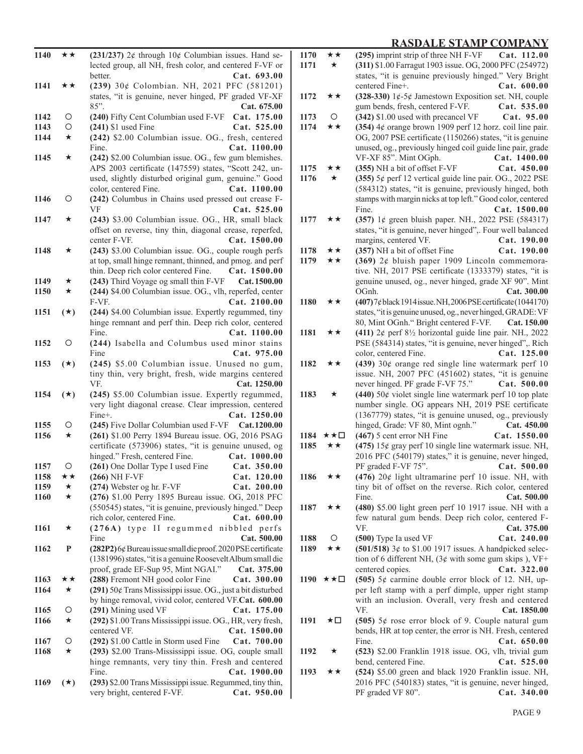| Lot | Cond. | Description |
|---|---|---|
| 1140 | ★★ | **(231/237)** 2¢ through 10¢ Columbian issues. Hand selected group, all NH, fresh color, and centered F-VF or better. **Cat. 693.00** |
| 1141 | ★★ | **(239)** 30¢ Colombian. NH, 2021 PFC (581201) states, "it is genuine, never hinged, PF graded VF-XF 85". **Cat. 675.00** |
| 1142 | ○ | **(240)** Fifty Cent Columbian used F-VF **Cat. 175.00** |
| 1143 | ○ | **(241)** $1 used Fine **Cat. 525.00** |
| 1144 | ★ | **(242)** $2.00 Columbian issue. OG., fresh, centered Fine. **Cat. 1100.00** |
| 1145 | ★ | **(242)** $2.00 Columbian issue. OG., few gum blemishes. APS 2003 certificate (147559) states, "Scott 242, unused, slightly disturbed original gum, genuine." Good color, centered Fine. **Cat. 1100.00** |
| 1146 | ○ | **(242)** Columbus in Chains used pressed out crease F-VF **Cat. 525.00** |
| 1147 | ★ | **(243)** $3.00 Columbian issue. OG., HR, small black offset on reverse, tiny thin, diagonal crease, reperfed, center F-VF. **Cat. 1500.00** |
| 1148 | ★ | **(243)** $3.00 Columbian issue. OG., couple rough perfs at top, small hinge remnant, thinned, and pmog. and perf thin. Deep rich color centered Fine. **Cat. 1500.00** |
| 1149 | ★ | **(243)** Third Voyage og small thin F-VF **Cat.1500.00** |
| 1150 | ★ | **(244)** $4.00 Columbian issue. OG., vlh, reperfed, center F-VF. **Cat. 2100.00** |
| 1151 | (★) | **(244)** $4.00 Columbian issue. Expertly regummed, tiny hinge remnant and perf thin. Deep rich color, centered Fine. **Cat. 1100.00** |
| 1152 | ○ | **(244)** Isabella and Columbus used minor stains Fine **Cat. 975.00** |
| 1153 | (★) | **(245)** $5.00 Columbian issue. Unused no gum, tiny thin, very bright, fresh, wide margins centered VF. **Cat. 1250.00** |
| 1154 | (★) | **(245)** $5.00 Columbian issue. Expertly regummed, very light diagonal crease. Clear impression, centered Fine+. **Cat. 1250.00** |
| 1155 | ○ | **(245)** Five Dollar Columbian used F-VF **Cat.1200.00** |
| 1156 | ★ | **(261)** $1.00 Perry 1894 Bureau issue. OG, 2016 PSAG certificate (573906) states, "it is genuine unused, og hinged." Fresh, centered Fine. **Cat. 1000.00** |
| 1157 | ○ | **(261)** One Dollar Type I used Fine **Cat. 350.00** |
| 1158 | ★★ | **(266)** NH F-VF **Cat. 120.00** |
| 1159 | ★ | **(274)** Webster og hr. F-VF **Cat. 200.00** |
| 1160 | ★ | **(276)** $1.00 Perry 1895 Bureau issue. OG, 2018 PFC (550545) states, "it is genuine, previously hinged." Deep rich color, centered Fine. **Cat. 600.00** |
| 1161 | ★ | **(276A)** type II regummed nibbled perfs Fine **Cat. 500.00** |
| 1162 | P | **(282P2)** 6¢ Bureau issue small die proof. 2020 PSE certificate (1381996) states, "it is a genuine Roosevelt Album small die proof, grade EF-Sup 95, Mint NGAI." **Cat. 375.00** |
| 1163 | ★★ | **(288)** Fremont NH good color Fine **Cat. 300.00** |
| 1164 | ★ | **(291)** 50¢ Trans Mississippi issue. OG., just a bit disturbed by hinge removal, vivid color, centered VF. **Cat. 600.00** |
| 1165 | ○ | **(291)** Mining used VF **Cat. 175.00** |
| 1166 | ★ | **(292)** $1.00 Trans Mississippi issue. OG., HR, very fresh, centered VF. **Cat. 1500.00** |
| 1167 | ○ | **(292)** $1.00 Cattle in Storm used Fine **Cat. 700.00** |
| 1168 | ★ | **(293)** $2.00 Trans-Mississippi issue. OG, couple small hinge remnants, very tiny thin. Fresh and centered Fine. **Cat. 1900.00** |
| 1169 | (★) | **(293)** $2.00 Trans Mississippi issue. Regummed, tiny thin, very bright, centered F-VF. **Cat. 950.00** |
| 1170 | ★★ | **(295)** imprint strip of three NH F-VF **Cat. 112.00** |
| 1171 | ★ | **(311)** $1.00 Farragut 1903 issue. OG, 2000 PFC (254972) states, "it is genuine previously hinged." Very Bright centered Fine+. **Cat. 600.00** |
| 1172 | ★★ | **(328-330)** 1¢-5¢ Jamestown Exposition set. NH, couple gum bends, fresh, centered F-VF. **Cat. 535.00** |
| 1173 | ○ | **(342)** $1.00 used with precancel VF **Cat. 95.00** |
| 1174 | ★★ | **(354)** 4¢ orange brown 1909 perf 12 horz. coil line pair. OG, 2007 PSE certificate (1150266) states, "it is genuine unused, og., previously hinged coil guide line pair, grade VF-XF 85". Mint OGph. **Cat. 1400.00** |
| 1175 | ★★ | **(355)** NH a bit of offset F-VF **Cat. 450.00** |
| 1176 | ★ | **(355)** 5¢ perf 12 vertical guide line pair. OG., 2022 PSE (584312) states, "it is genuine, previously hinged, both stamps with margin nicks at top left." Good color, centered Fine. **Cat. 1500.00** |
| 1177 | ★★ | **(357)** 1¢ green bluish paper. NH., 2022 PSE (584317) states, "it is genuine, never hinged",. Four well balanced margins, centered VF. **Cat. 190.00** |
| 1178 | ★★ | **(357)** NH a bit of offset Fine **Cat. 190.00** |
| 1179 | ★★ | **(369)** 2¢ bluish paper 1909 Lincoln commemorative. NH, 2017 PSE certificate (1333379) states, "it is genuine unused, og., never hinged, grade XF 90". Mint OGnh. **Cat. 300.00** |
| 1180 | ★★ | **(407)** 7¢ black 1914 issue. NH, 2006 PSE certificate (1044170) states, "it is genuine unused, og., never hinged, GRADE: VF 80, Mint OGnh." Bright centered F-VF. **Cat. 150.00** |
| 1181 | ★★ | **(411)** 2¢ perf 8½ horizontal guide line pair. NH., 2022 PSE (584314) states, "it is genuine, never hinged",. Rich color, centered Fine. **Cat. 125.00** |
| 1182 | ★★ | **(439)** 30¢ orange red single line watermark perf 10 issue. NH, 2007 PFC (451602) states, "it is genuine never hinged. PF grade F-VF 75." **Cat. 500.00** |
| 1183 | ★ | **(440)** 50¢ violet single line watermark perf 10 top plate number single. OG appears NH, 2019 PSE certificate (1367779) states, "it is genuine unused, og., previously hinged, Grade: VF 80, Mint ognh." **Cat. 450.00** |
| 1184 | ★★□ | **(467)** 5 cent error NH Fine **Cat. 1550.00** |
| 1185 | ★★ | **(475)** 15¢ gray perf 10 single line watermark issue. NH, 2016 PFC (540179) states," it is genuine, never hinged, PF graded F-VF 75". **Cat. 500.00** |
| 1186 | ★★ | **(476)** 20¢ light ultramarine perf 10 issue. NH, with tiny bit of offset on the reverse. Rich color, centered Fine. **Cat. 500.00** |
| 1187 | ★★ | **(480)** $5.00 light green perf 10 1917 issue. NH with a few natural gum bends. Deep rich color, centered F-VF. **Cat. 375.00** |
| 1188 | ○ | **(500)** Type Ia used VF **Cat. 240.00** |
| 1189 | ★★ | **(501/518)** 3¢ to $1.00 1917 issues. A handpicked selection of 6 different NH, (3¢ with some gum skips ), VF+ centered copies. **Cat. 322.00** |
| 1190 | ★★□ | **(505)** 5¢ carmine double error block of 12. NH, upper left stamp with a perf dimple, upper right stamp with an inclusion. Overall, very fresh and centered VF. **Cat. 1850.00** |
| 1191 | ★□ | **(505)** 5¢ rose error block of 9. Couple natural gum bends, HR at top center, the error is NH. Fresh, centered Fine. **Cat. 650.00** |
| 1192 | ★ | **(523)** $2.00 Franklin 1918 issue. OG, vlh, trivial gum bend, centered Fine. **Cat. 525.00** |
| 1193 | ★★ | **(524)** $5.00 green and black 1920 Franklin issue. NH, 2016 PFC (540183) states, "it is genuine, never hinged, PF graded VF 80". **Cat. 340.00** |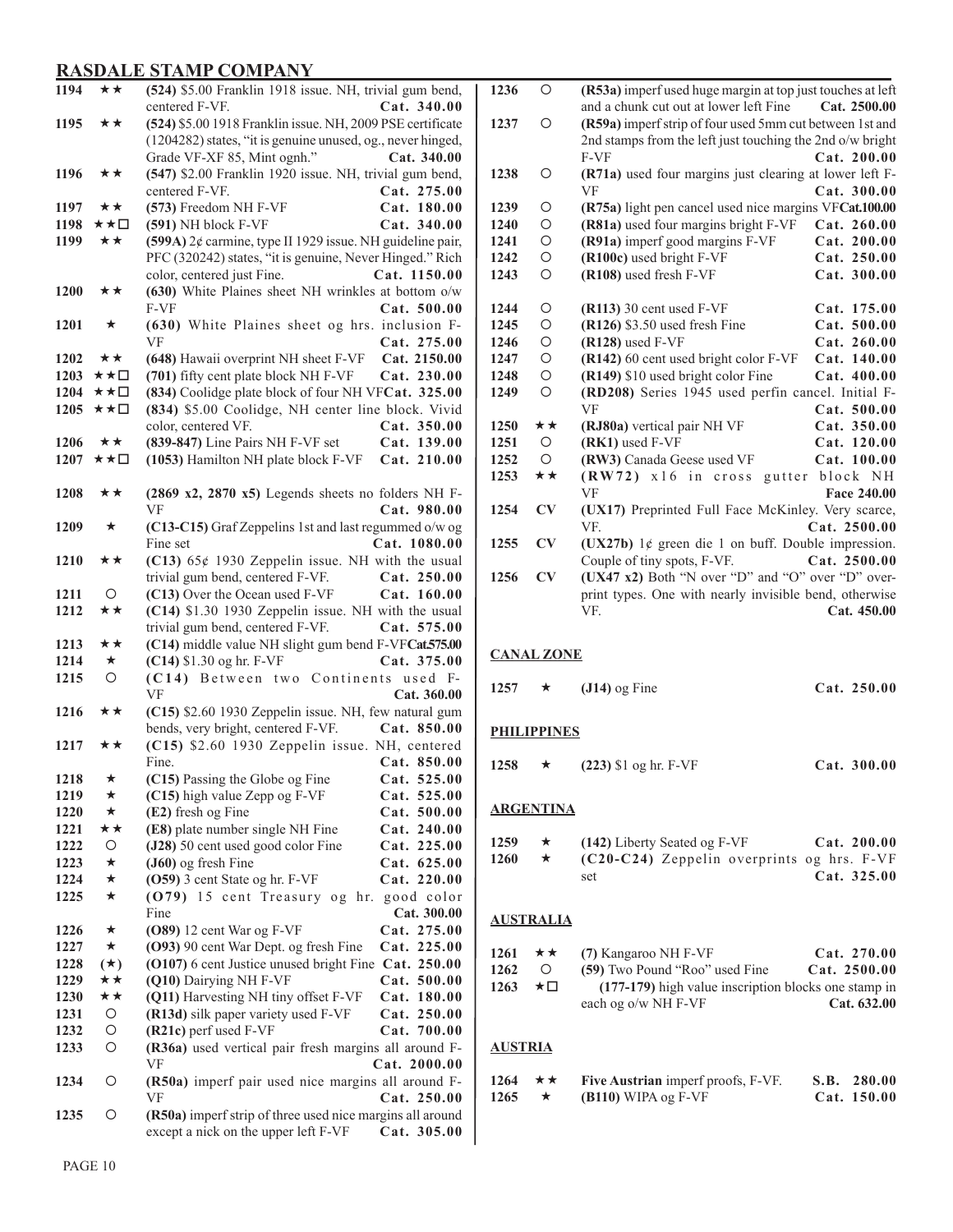## RASDALE STAMP COMPANY

| Lot | Cond. | Description | Cat. |
|---|---|---|---|
| 1194 | ★★ | **(524)** $5.00 Franklin 1918 issue. NH, trivial gum bend, centered F-VF. | Cat. 340.00 |
| 1195 | ★★ | **(524)** $5.00 1918 Franklin issue. NH, 2009 PSE certificate (1204282) states, "it is genuine unused, og., never hinged, Grade VF-XF 85, Mint ognh." | Cat. 340.00 |
| 1196 | ★★ | **(547)** $2.00 Franklin 1920 issue. NH, trivial gum bend, centered F-VF. | Cat. 275.00 |
| 1197 | ★★ | **(573)** Freedom NH F-VF | Cat. 180.00 |
| 1198 | ★★☐ | **(591)** NH block F-VF | Cat. 340.00 |
| 1199 | ★★ | **(599A)** 2¢ carmine, type II 1929 issue. NH guideline pair, PFC (320242) states, "it is genuine, Never Hinged." Rich color, centered just Fine. | Cat. 1150.00 |
| 1200 | ★★ | **(630)** White Plaines sheet NH wrinkles at bottom o/w F-VF | Cat. 500.00 |
| 1201 | ★ | **(630)** White Plaines sheet og hrs. inclusion F-VF | Cat. 275.00 |
| 1202 | ★★ | **(648)** Hawaii overprint NH sheet F-VF | Cat. 2150.00 |
| 1203 | ★★☐ | **(701)** fifty cent plate block NH F-VF | Cat. 230.00 |
| 1204 | ★★☐ | **(834)** Coolidge plate block of four NH VF | Cat. 325.00 |
| 1205 | ★★☐ | **(834)** $5.00 Coolidge, NH center line block. Vivid color, centered VF. | Cat. 350.00 |
| 1206 | ★★ | **(839-847)** Line Pairs NH F-VF set | Cat. 139.00 |
| 1207 | ★★☐ | **(1053)** Hamilton NH plate block F-VF | Cat. 210.00 |
| 1208 | ★★ | **(2869 x2, 2870 x5)** Legends sheets no folders NH F-VF | Cat. 980.00 |
| 1209 | ★ | **(C13-C15)** Graf Zeppelins 1st and last regummed o/w og Fine set | Cat. 1080.00 |
| 1210 | ★★ | **(C13)** 65¢ 1930 Zeppelin issue. NH with the usual trivial gum bend, centered F-VF. | Cat. 250.00 |
| 1211 | ○ | **(C13)** Over the Ocean used F-VF | Cat. 160.00 |
| 1212 | ★★ | **(C14)** $1.30 1930 Zeppelin issue. NH with the usual trivial gum bend, centered F-VF. | Cat. 575.00 |
| 1213 | ★★ | **(C14)** middle value NH slight gum bend F-VF | Cat. 575.00 |
| 1214 | ★ | **(C14)** $1.30 og hr. F-VF | Cat. 375.00 |
| 1215 | ○ | **(C14)** Between two Continents used F-VF | Cat. 360.00 |
| 1216 | ★★ | **(C15)** $2.60 1930 Zeppelin issue. NH, few natural gum bends, very bright, centered F-VF. | Cat. 850.00 |
| 1217 | ★★ | **(C15)** $2.60 1930 Zeppelin issue. NH, centered Fine. | Cat. 850.00 |
| 1218 | ★ | **(C15)** Passing the Globe og Fine | Cat. 525.00 |
| 1219 | ★ | **(C15)** high value Zepp og F-VF | Cat. 525.00 |
| 1220 | ★ | **(E2)** fresh og Fine | Cat. 500.00 |
| 1221 | ★★ | **(E8)** plate number single NH Fine | Cat. 240.00 |
| 1222 | ○ | **(J28)** 50 cent used good color Fine | Cat. 225.00 |
| 1223 | ★ | **(J60)** og fresh Fine | Cat. 625.00 |
| 1224 | ★ | **(O59)** 3 cent State og hr. F-VF | Cat. 220.00 |
| 1225 | ★ | **(O79)** 15 cent Treasury og hr. good color Fine | Cat. 300.00 |
| 1226 | ★ | **(O89)** 12 cent War og F-VF | Cat. 275.00 |
| 1227 | ★ | **(O93)** 90 cent War Dept. og fresh Fine | Cat. 225.00 |
| 1228 | (★) | **(O107)** 6 cent Justice unused bright Fine | Cat. 250.00 |
| 1229 | ★★ | **(Q10)** Dairying NH F-VF | Cat. 500.00 |
| 1230 | ★★ | **(Q11)** Harvesting NH tiny offset F-VF | Cat. 180.00 |
| 1231 | ○ | **(R13d)** silk paper variety used F-VF | Cat. 250.00 |
| 1232 | ○ | **(R21c)** perf used F-VF | Cat. 700.00 |
| 1233 | ○ | **(R36a)** used vertical pair fresh margins all around F-VF | Cat. 2000.00 |
| 1234 | ○ | **(R50a)** imperf pair used nice margins all around F-VF | Cat. 250.00 |
| 1235 | ○ | **(R50a)** imperf strip of three used nice margins all around except a nick on the upper left F-VF | Cat. 305.00 |
| 1236 | ○ | **(R53a)** imperf used huge margin at top just touches at left and a chunk cut out at lower left Fine | Cat. 2500.00 |
| 1237 | ○ | **(R59a)** imperf strip of four used 5mm cut between 1st and 2nd stamps from the left just touching the 2nd o/w bright F-VF | Cat. 200.00 |
| 1238 | ○ | **(R71a)** used four margins just clearing at lower left F-VF | Cat. 300.00 |
| 1239 | ○ | **(R75a)** light pen cancel used nice margins VF | Cat. 100.00 |
| 1240 | ○ | **(R81a)** used four margins bright F-VF | Cat. 260.00 |
| 1241 | ○ | **(R91a)** imperf good margins F-VF | Cat. 200.00 |
| 1242 | ○ | **(R100c)** used bright F-VF | Cat. 250.00 |
| 1243 | ○ | **(R108)** used fresh F-VF | Cat. 300.00 |
| 1244 | ○ | **(R113)** 30 cent used F-VF | Cat. 175.00 |
| 1245 | ○ | **(R126)** $3.50 used fresh Fine | Cat. 500.00 |
| 1246 | ○ | **(R128)** used F-VF | Cat. 260.00 |
| 1247 | ○ | **(R142)** 60 cent used bright color F-VF | Cat. 140.00 |
| 1248 | ○ | **(R149)** $10 used bright color Fine | Cat. 400.00 |
| 1249 | ○ | **(RD208)** Series 1945 used perfin cancel. Initial F-VF | Cat. 500.00 |
| 1250 | ★★ | **(RJ80a)** vertical pair NH VF | Cat. 350.00 |
| 1251 | ○ | **(RK1)** used F-VF | Cat. 120.00 |
| 1252 | ○ | **(RW3)** Canada Geese used VF | Cat. 100.00 |
| 1253 | ★★ | **(RW72)** x16 in cross gutter block NH VF | Face 240.00 |
| 1254 | CV | **(UX17)** Preprinted Full Face McKinley. Very scarce, VF. | Cat. 2500.00 |
| 1255 | CV | **(UX27b)** 1¢ green die 1 on buff. Double impression. Couple of tiny spots, F-VF. | Cat. 2500.00 |
| 1256 | CV | **(UX47 x2)** Both "N over "D" and "O" over "D" overprint types. One with nearly invisible bend, otherwise VF. | Cat. 450.00 |

### CANAL ZONE

| Lot | Cond. | Description | Cat. |
|---|---|---|---|
| 1257 | ★ | **(J14)** og Fine | Cat. 250.00 |

### PHILIPPINES

| Lot | Cond. | Description | Cat. |
|---|---|---|---|
| 1258 | ★ | **(223)** $1 og hr. F-VF | Cat. 300.00 |

### ARGENTINA

| Lot | Cond. | Description | Cat. |
|---|---|---|---|
| 1259 | ★ | **(142)** Liberty Seated og F-VF | Cat. 200.00 |
| 1260 | ★ | **(C20-C24)** Zeppelin overprints og hrs. F-VF set | Cat. 325.00 |

### AUSTRALIA

| Lot | Cond. | Description | Cat. |
|---|---|---|---|
| 1261 | ★★ | **(7)** Kangaroo NH F-VF | Cat. 270.00 |
| 1262 | ○ | **(59)** Two Pound "Roo" used Fine | Cat. 2500.00 |
| 1263 | ★☐ | **(177-179)** high value inscription blocks one stamp in each og o/w NH F-VF | Cat. 632.00 |

### AUSTRIA

| Lot | Cond. | Description | Cat. |
|---|---|---|---|
| 1264 | ★★ | **Five Austrian** imperf proofs, F-VF. | S.B. 280.00 |
| 1265 | ★ | **(B110)** WIPA og F-VF | Cat. 150.00 |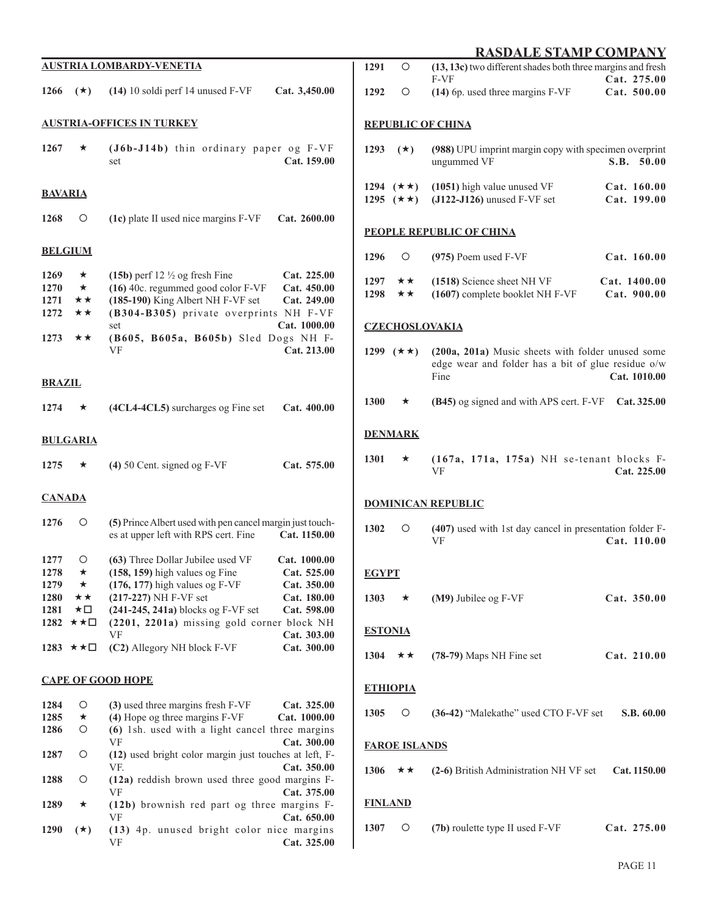## AUSTRIA LOMBARDY-VENETIA

| Lot | Cond. | Description | Value |
|---|---|---|---|
| 1266 | (★) | **(14)** 10 soldi perf 14 unused F-VF | Cat. 3,450.00 |

## AUSTRIA-OFFICES IN TURKEY

| Lot | Cond. | Description | Value |
|---|---|---|---|
| 1267 | ★ | **(J6b-J14b)** thin ordinary paper og F-VF set | Cat. 159.00 |

## BAVARIA

| Lot | Cond. | Description | Value |
|---|---|---|---|
| 1268 | ○ | **(1c)** plate II used nice margins F-VF | Cat. 2600.00 |

## BELGIUM

| Lot | Cond. | Description | Value |
|---|---|---|---|
| 1269 | ★ | **(15b)** perf 12 ½ og fresh Fine | Cat. 225.00 |
| 1270 | ★ | **(16)** 40c. regummed good color F-VF | Cat. 450.00 |
| 1271 | ★★ | **(185-190)** King Albert NH F-VF set | Cat. 249.00 |
| 1272 | ★★ | **(B304-B305)** private overprints NH F-VF set | Cat. 1000.00 |
| 1273 | ★★ | **(B605, B605a, B605b)** Sled Dogs NH F-VF | Cat. 213.00 |

## BRAZIL

| Lot | Cond. | Description | Value |
|---|---|---|---|
| 1274 | ★ | **(4CL4-4CL5)** surcharges og Fine set | Cat. 400.00 |

## BULGARIA

| Lot | Cond. | Description | Value |
|---|---|---|---|
| 1275 | ★ | **(4)** 50 Cent. signed og F-VF | Cat. 575.00 |

## CANADA

| Lot | Cond. | Description | Value |
|---|---|---|---|
| 1276 | ○ | **(5)** Prince Albert used with pen cancel margin just touches at upper left with RPS cert. Fine | Cat. 1150.00 |
| 1277 | ○ | **(63)** Three Dollar Jubilee used VF | Cat. 1000.00 |
| 1278 | ★ | **(158, 159)** high values og Fine | Cat. 525.00 |
| 1279 | ★ | **(176, 177)** high values og F-VF | Cat. 350.00 |
| 1280 | ★★ | **(217-227)** NH F-VF set | Cat. 180.00 |
| 1281 | ★□ | **(241-245, 241a)** blocks og F-VF set | Cat. 598.00 |
| 1282 | ★★□ | **(2201, 2201a)** missing gold corner block NH VF | Cat. 303.00 |
| 1283 | ★★□ | **(C2)** Allegory NH block F-VF | Cat. 300.00 |

## CAPE OF GOOD HOPE

| Lot | Cond. | Description | Value |
|---|---|---|---|
| 1284 | ○ | **(3)** used three margins fresh F-VF | Cat. 325.00 |
| 1285 | ★ | **(4)** Hope og three margins F-VF | Cat. 1000.00 |
| 1286 | ○ | **(6)** 1sh. used with a light cancel three margins VF | Cat. 300.00 |
| 1287 | ○ | **(12)** used bright color margin just touches at left, F-VF. | Cat. 350.00 |
| 1288 | ○ | **(12a)** reddish brown used three good margins F-VF | Cat. 375.00 |
| 1289 | ★ | **(12b)** brownish red part og three margins F-VF | Cat. 650.00 |
| 1290 | (★) | **(13)** 4p. unused bright color nice margins VF | Cat. 325.00 |
| 1291 | ○ | **(13, 13c)** two different shades both three margins and fresh F-VF | Cat. 275.00 |
| 1292 | ○ | **(14)** 6p. used three margins F-VF | Cat. 500.00 |

## REPUBLIC OF CHINA

| Lot | Cond. | Description | Value |
|---|---|---|---|
| 1293 | (★) | **(988)** UPU imprint margin copy with specimen overprint ungummed VF | S.B. 50.00 |
| 1294 | (★★) | **(1051)** high value unused VF | Cat. 160.00 |
| 1295 | (★★) | **(J122-J126)** unused F-VF set | Cat. 199.00 |

## PEOPLE REPUBLIC OF CHINA

| Lot | Cond. | Description | Value |
|---|---|---|---|
| 1296 | ○ | **(975)** Poem used F-VF | Cat. 160.00 |
| 1297 | ★★ | **(1518)** Science sheet NH VF | Cat. 1400.00 |
| 1298 | ★★ | **(1607)** complete booklet NH F-VF | Cat. 900.00 |

## CZECHOSLOVAKIA

| Lot | Cond. | Description | Value |
|---|---|---|---|
| 1299 | (★★) | **(200a, 201a)** Music sheets with folder unused some edge wear and folder has a bit of glue residue o/w Fine | Cat. 1010.00 |
| 1300 | ★ | **(B45)** og signed and with APS cert. F-VF | Cat. 325.00 |

## DENMARK

| Lot | Cond. | Description | Value |
|---|---|---|---|
| 1301 | ★ | **(167a, 171a, 175a)** NH se-tenant blocks F-VF | Cat. 225.00 |

## DOMINICAN REPUBLIC

| Lot | Cond. | Description | Value |
|---|---|---|---|
| 1302 | ○ | **(407)** used with 1st day cancel in presentation folder F-VF | Cat. 110.00 |

## EGYPT

| Lot | Cond. | Description | Value |
|---|---|---|---|
| 1303 | ★ | **(M9)** Jubilee og F-VF | Cat. 350.00 |

## ESTONIA

| Lot | Cond. | Description | Value |
|---|---|---|---|
| 1304 | ★★ | **(78-79)** Maps NH Fine set | Cat. 210.00 |

## ETHIOPIA

| Lot | Cond. | Description | Value |
|---|---|---|---|
| 1305 | ○ | **(36-42)** "Malekathe" used CTO F-VF set | S.B. 60.00 |

## FAROE ISLANDS

| Lot | Cond. | Description | Value |
|---|---|---|---|
| 1306 | ★★ | **(2-6)** British Administration NH VF set | Cat. 1150.00 |

## FINLAND

| Lot | Cond. | Description | Value |
|---|---|---|---|
| 1307 | ○ | **(7b)** roulette type II used F-VF | Cat. 275.00 |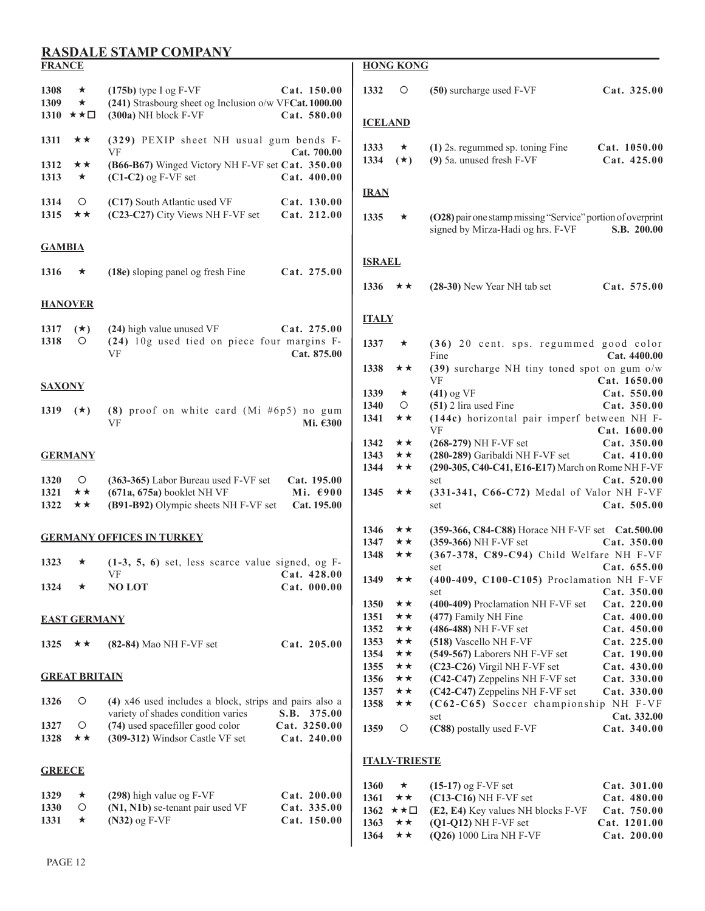# RASDALE STAMP COMPANY

## FRANCE

| Lot | Cond. | Description | Value |
|---|---|---|---|
| 1308 | ★ | **(175b)** type I og F-VF | Cat. 150.00 |
| 1309 | ★ | **(241)** Strasbourg sheet og Inclusion o/w VF | Cat. 1000.00 |
| 1310 | ★★☐ | **(300a)** NH block F-VF | Cat. 580.00 |
| 1311 | ★★ | **(329)** PEXIP sheet NH usual gum bends F-VF | Cat. 700.00 |
| 1312 | ★★ | **(B66-B67)** Winged Victory NH F-VF set | Cat. 350.00 |
| 1313 | ★ | **(C1-C2)** og F-VF set | Cat. 400.00 |
| 1314 | ○ | **(C17)** South Atlantic used VF | Cat. 130.00 |
| 1315 | ★★ | **(C23-C27)** City Views NH F-VF set | Cat. 212.00 |

## GAMBIA

| Lot | Cond. | Description | Value |
|---|---|---|---|
| 1316 | ★ | **(18e)** sloping panel og fresh Fine | Cat. 275.00 |

## HANOVER

| Lot | Cond. | Description | Value |
|---|---|---|---|
| 1317 | (★) | **(24)** high value unused VF | Cat. 275.00 |
| 1318 | ○ | **(24)** 10g used tied on piece four margins F-VF | Cat. 875.00 |

## SAXONY

| Lot | Cond. | Description | Value |
|---|---|---|---|
| 1319 | (★) | **(8)** proof on white card (Mi #6p5) no gum VF | Mi. €300 |

## GERMANY

| Lot | Cond. | Description | Value |
|---|---|---|---|
| 1320 | ○ | **(363-365)** Labor Bureau used F-VF set | Cat. 195.00 |
| 1321 | ★★ | **(671a, 675a)** booklet NH VF | Mi. €900 |
| 1322 | ★★ | **(B91-B92)** Olympic sheets NH F-VF set | Cat. 195.00 |

## GERMANY OFFICES IN TURKEY

| Lot | Cond. | Description | Value |
|---|---|---|---|
| 1323 | ★ | **(1-3, 5, 6)** set, less scarce value signed, og F-VF | Cat. 428.00 |
| 1324 | ★ | **NO LOT** | Cat. 000.00 |

## EAST GERMANY

| Lot | Cond. | Description | Value |
|---|---|---|---|
| 1325 | ★★ | **(82-84)** Mao NH F-VF set | Cat. 205.00 |

## GREAT BRITAIN

| Lot | Cond. | Description | Value |
|---|---|---|---|
| 1326 | ○ | **(4)** x46 used includes a block, strips and pairs also a variety of shades condition varies | S.B. 375.00 |
| 1327 | ○ | **(74)** used spacefiller good color | Cat. 3250.00 |
| 1328 | ★★ | **(309-312)** Windsor Castle VF set | Cat. 240.00 |

## GREECE

| Lot | Cond. | Description | Value |
|---|---|---|---|
| 1329 | ★ | **(298)** high value og F-VF | Cat. 200.00 |
| 1330 | ○ | **(N1, N1b)** se-tenant pair used VF | Cat. 335.00 |
| 1331 | ★ | **(N32)** og F-VF | Cat. 150.00 |

## HONG KONG

| Lot | Cond. | Description | Value |
|---|---|---|---|
| 1332 | ○ | **(50)** surcharge used F-VF | Cat. 325.00 |

## ICELAND

| Lot | Cond. | Description | Value |
|---|---|---|---|
| 1333 | ★ | **(1)** 2s. regummed sp. toning Fine | Cat. 1050.00 |
| 1334 | (★) | **(9)** 5a. unused fresh F-VF | Cat. 425.00 |

## IRAN

| Lot | Cond. | Description | Value |
|---|---|---|---|
| 1335 | ★ | **(O28)** pair one stamp missing "Service" portion of overprint signed by Mirza-Hadi og hrs. F-VF | S.B. 200.00 |

## ISRAEL

| Lot | Cond. | Description | Value |
|---|---|---|---|
| 1336 | ★★ | **(28-30)** New Year NH tab set | Cat. 575.00 |

## ITALY

| Lot | Cond. | Description | Value |
|---|---|---|---|
| 1337 | ★ | **(36)** 20 cent. sps. regummed good color Fine | Cat. 4400.00 |
| 1338 | ★★ | **(39)** surcharge NH tiny toned spot on gum o/w VF | Cat. 1650.00 |
| 1339 | ★ | **(41)** og VF | Cat. 550.00 |
| 1340 | ○ | **(51)** 2 lira used Fine | Cat. 350.00 |
| 1341 | ★★ | **(144c)** horizontal pair imperf between NH F-VF | Cat. 1600.00 |
| 1342 | ★★ | **(268-279)** NH F-VF set | Cat. 350.00 |
| 1343 | ★★ | **(280-289)** Garibaldi NH F-VF set | Cat. 410.00 |
| 1344 | ★★ | **(290-305, C40-C41, E16-E17)** March on Rome NH F-VF set | Cat. 520.00 |
| 1345 | ★★ | **(331-341, C66-C72)** Medal of Valor NH F-VF set | Cat. 505.00 |
| 1346 | ★★ | **(359-366, C84-C88)** Horace NH F-VF set | Cat. 500.00 |
| 1347 | ★★ | **(359-366)** NH F-VF set | Cat. 350.00 |
| 1348 | ★★ | **(367-378, C89-C94)** Child Welfare NH F-VF set | Cat. 655.00 |
| 1349 | ★★ | **(400-409, C100-C105)** Proclamation NH F-VF set | Cat. 350.00 |
| 1350 | ★★ | **(400-409)** Proclamation NH F-VF set | Cat. 220.00 |
| 1351 | ★★ | **(477)** Family NH Fine | Cat. 400.00 |
| 1352 | ★★ | **(486-488)** NH F-VF set | Cat. 450.00 |
| 1353 | ★★ | **(518)** Vascello NH F-VF | Cat. 225.00 |
| 1354 | ★★ | **(549-567)** Laborers NH F-VF set | Cat. 190.00 |
| 1355 | ★★ | **(C23-C26)** Virgil NH F-VF set | Cat. 430.00 |
| 1356 | ★★ | **(C42-C47)** Zeppelins NH F-VF set | Cat. 330.00 |
| 1357 | ★★ | **(C42-C47)** Zeppelins NH F-VF set | Cat. 330.00 |
| 1358 | ★★ | **(C62-C65)** Soccer championship NH F-VF set | Cat. 332.00 |
| 1359 | ○ | **(C88)** postally used F-VF | Cat. 340.00 |

## ITALY-TRIESTE

| Lot | Cond. | Description | Value |
|---|---|---|---|
| 1360 | ★ | **(15-17)** og F-VF set | Cat. 301.00 |
| 1361 | ★★ | **(C13-C16)** NH F-VF set | Cat. 480.00 |
| 1362 | ★★☐ | **(E2, E4)** Key values NH blocks F-VF | Cat. 750.00 |
| 1363 | ★★ | **(Q1-Q12)** NH F-VF set | Cat. 1201.00 |
| 1364 | ★★ | **(Q26)** 1000 Lira NH F-VF | Cat. 200.00 |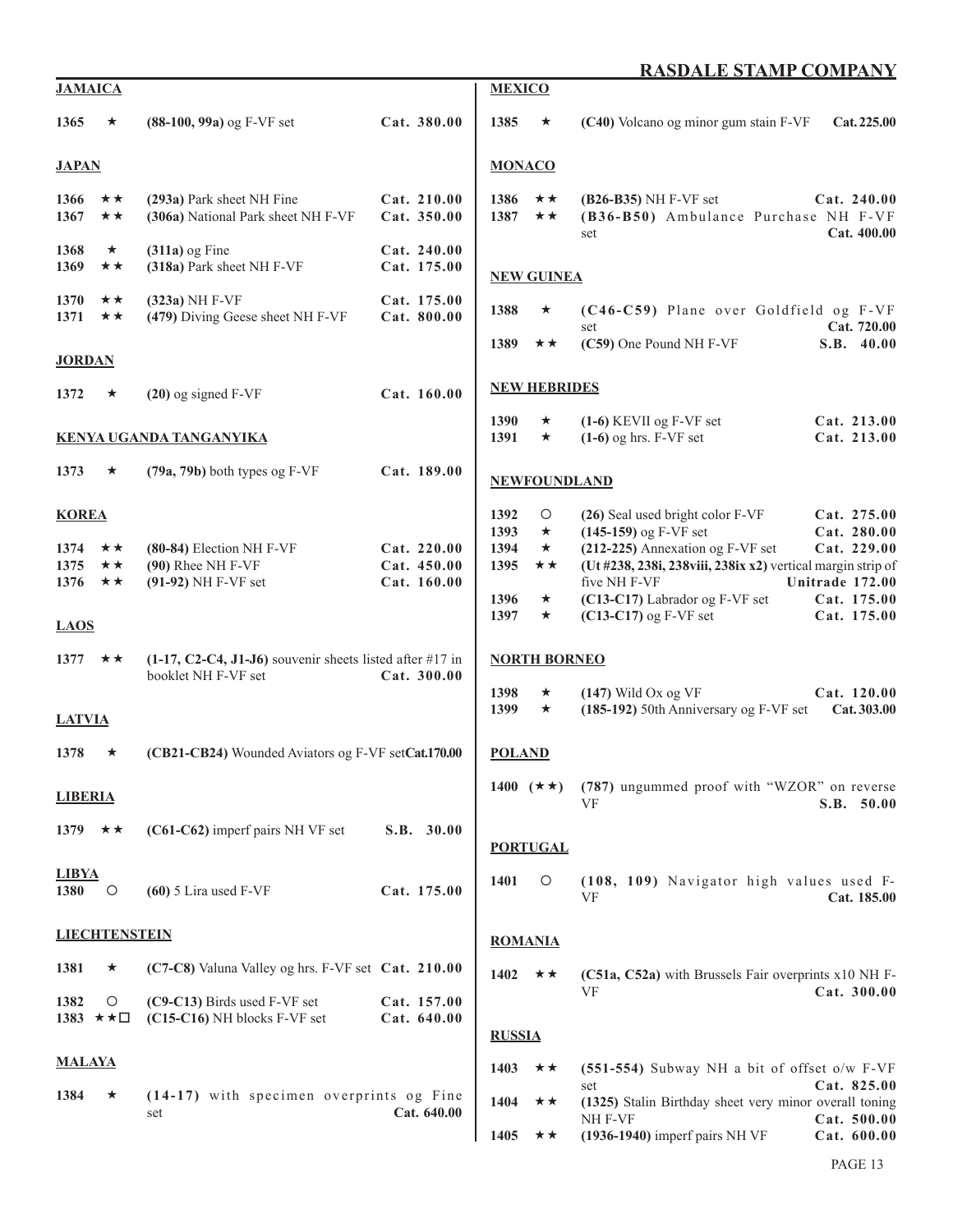## JAMAICA

| | | | |
|---|---|---|---|
| 1365 | ★ | **(88-100, 99a)** og F-VF set | **Cat. 380.00** |

## JAPAN

| | | | |
|---|---|---|---|
| 1366 | ★★ | **(293a)** Park sheet NH Fine | **Cat. 210.00** |
| 1367 | ★★ | **(306a)** National Park sheet NH F-VF | **Cat. 350.00** |
| 1368 | ★ | **(311a)** og Fine | **Cat. 240.00** |
| 1369 | ★★ | **(318a)** Park sheet NH F-VF | **Cat. 175.00** |
| 1370 | ★★ | **(323a)** NH F-VF | **Cat. 175.00** |
| 1371 | ★★ | **(479)** Diving Geese sheet NH F-VF | **Cat. 800.00** |

## JORDAN

| | | | |
|---|---|---|---|
| 1372 | ★ | **(20)** og signed F-VF | **Cat. 160.00** |

## KENYA UGANDA TANGANYIKA

| | | | |
|---|---|---|---|
| 1373 | ★ | **(79a, 79b)** both types og F-VF | **Cat. 189.00** |

## KOREA

| | | | |
|---|---|---|---|
| 1374 | ★★ | **(80-84)** Election NH F-VF | **Cat. 220.00** |
| 1375 | ★★ | **(90)** Rhee NH F-VF | **Cat. 450.00** |
| 1376 | ★★ | **(91-92)** NH F-VF set | **Cat. 160.00** |

## LAOS

| | | | |
|---|---|---|---|
| 1377 | ★★ | **(1-17, C2-C4, J1-J6)** souvenir sheets listed after #17 in booklet NH F-VF set | **Cat. 300.00** |

## LATVIA

| | | | |
|---|---|---|---|
| 1378 | ★ | **(CB21-CB24)** Wounded Aviators og F-VF set | **Cat.170.00** |

## LIBERIA

| | | | |
|---|---|---|---|
| 1379 | ★★ | **(C61-C62)** imperf pairs NH VF set | **S.B. 30.00** |

## LIBYA

| | | | |
|---|---|---|---|
| 1380 | ○ | **(60)** 5 Lira used F-VF | **Cat. 175.00** |

## LIECHTENSTEIN

| | | | |
|---|---|---|---|
| 1381 | ★ | **(C7-C8)** Valuna Valley og hrs. F-VF set | **Cat. 210.00** |
| 1382 | ○ | **(C9-C13)** Birds used F-VF set | **Cat. 157.00** |
| 1383 | ★★□ | **(C15-C16)** NH blocks F-VF set | **Cat. 640.00** |

## MALAYA

| | | | |
|---|---|---|---|
| 1384 | ★ | **(14-17)** with specimen overprints og Fine set | **Cat. 640.00** |

## MEXICO

| | | | |
|---|---|---|---|
| 1385 | ★ | **(C40)** Volcano og minor gum stain F-VF | **Cat. 225.00** |

## MONACO

| | | | |
|---|---|---|---|
| 1386 | ★★ | **(B26-B35)** NH F-VF set | **Cat. 240.00** |
| 1387 | ★★ | **(B36-B50)** Ambulance Purchase NH F-VF set | **Cat. 400.00** |

## NEW GUINEA

| | | | |
|---|---|---|---|
| 1388 | ★ | **(C46-C59)** Plane over Goldfield og F-VF set | **Cat. 720.00** |
| 1389 | ★★ | **(C59)** One Pound NH F-VF | **S.B. 40.00** |

## NEW HEBRIDES

| | | | |
|---|---|---|---|
| 1390 | ★ | **(1-6)** KEVII og F-VF set | **Cat. 213.00** |
| 1391 | ★ | **(1-6)** og hrs. F-VF set | **Cat. 213.00** |

## NEWFOUNDLAND

| | | | |
|---|---|---|---|
| 1392 | ○ | **(26)** Seal used bright color F-VF | **Cat. 275.00** |
| 1393 | ★ | **(145-159)** og F-VF set | **Cat. 280.00** |
| 1394 | ★ | **(212-225)** Annexation og F-VF set | **Cat. 229.00** |
| 1395 | ★★ | **(Ut #238, 238i, 238viii, 238ix x2)** vertical margin strip of five NH F-VF | **Unitrade 172.00** |
| 1396 | ★ | **(C13-C17)** Labrador og F-VF set | **Cat. 175.00** |
| 1397 | ★ | **(C13-C17)** og F-VF set | **Cat. 175.00** |

## NORTH BORNEO

| | | | |
|---|---|---|---|
| 1398 | ★ | **(147)** Wild Ox og VF | **Cat. 120.00** |
| 1399 | ★ | **(185-192)** 50th Anniversary og F-VF set | **Cat. 303.00** |

## POLAND

| | | | |
|---|---|---|---|
| 1400 | (★★) | **(787)** ungummed proof with "WZOR" on reverse VF | **S.B. 50.00** |

## PORTUGAL

| | | | |
|---|---|---|---|
| 1401 | ○ | **(108, 109)** Navigator high values used F-VF | **Cat. 185.00** |

## ROMANIA

| | | | |
|---|---|---|---|
| 1402 | ★★ | **(C51a, C52a)** with Brussels Fair overprints x10 NH F-VF | **Cat. 300.00** |

## RUSSIA

| | | | |
|---|---|---|---|
| 1403 | ★★ | **(551-554)** Subway NH a bit of offset o/w F-VF set | **Cat. 825.00** |
| 1404 | ★★ | **(1325)** Stalin Birthday sheet very minor overall toning NH F-VF | **Cat. 500.00** |
| 1405 | ★★ | **(1936-1940)** imperf pairs NH VF | **Cat. 600.00** |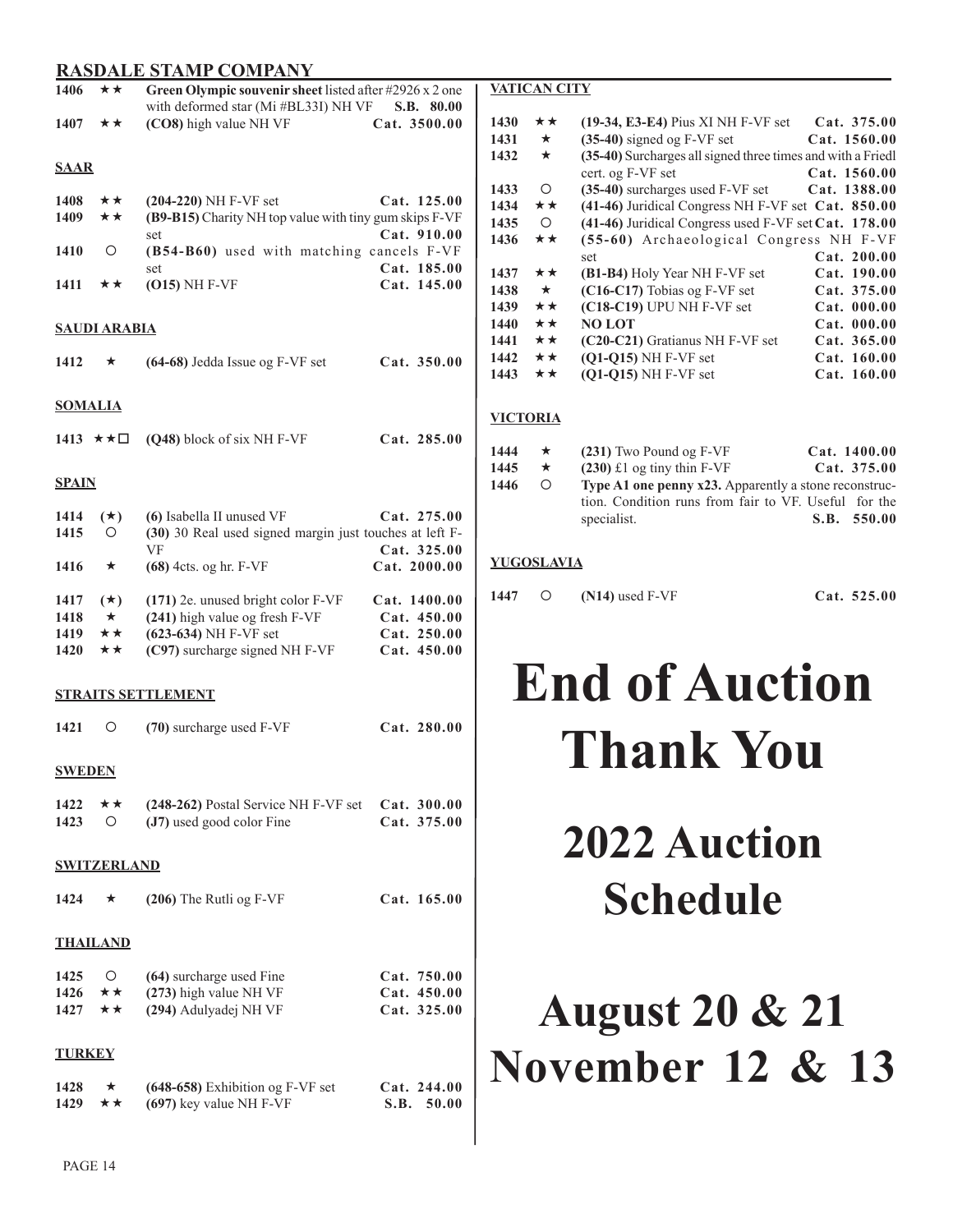## RASDALE STAMP COMPANY

| | | | |
|---|---|---|---|
| 1406 | ★★ | **Green Olympic souvenir sheet** listed after #2926 x 2 one with deformed star (Mi #BL33I) NH VF | **S.B. 80.00** |
| 1407 | ★★ | **(CO8)** high value NH VF | **Cat. 3500.00** |

### SAAR

| | | | |
|---|---|---|---|
| 1408 | ★★ | **(204-220)** NH F-VF set | **Cat. 125.00** |
| 1409 | ★★ | **(B9-B15)** Charity NH top value with tiny gum skips F-VF set | **Cat. 910.00** |
| 1410 | ○ | **(B54-B60)** used with matching cancels F-VF set | **Cat. 185.00** |
| 1411 | ★★ | **(O15)** NH F-VF | **Cat. 145.00** |

### SAUDI ARABIA

| | | | |
|---|---|---|---|
| 1412 | ★ | **(64-68)** Jedda Issue og F-VF set | **Cat. 350.00** |

### SOMALIA

| | | | |
|---|---|---|---|
| 1413 | ★★□ | **(Q48)** block of six NH F-VF | **Cat. 285.00** |

### SPAIN

| | | | |
|---|---|---|---|
| 1414 | (★) | **(6)** Isabella II unused VF | **Cat. 275.00** |
| 1415 | ○ | **(30)** 30 Real used signed margin just touches at left F-VF | **Cat. 325.00** |
| 1416 | ★ | **(68)** 4cts. og hr. F-VF | **Cat. 2000.00** |
| 1417 | (★) | **(171)** 2e. unused bright color F-VF | **Cat. 1400.00** |
| 1418 | ★ | **(241)** high value og fresh F-VF | **Cat. 450.00** |
| 1419 | ★★ | **(623-634)** NH F-VF set | **Cat. 250.00** |
| 1420 | ★★ | **(C97)** surcharge signed NH F-VF | **Cat. 450.00** |

### STRAITS SETTLEMENT

| | | | |
|---|---|---|---|
| 1421 | ○ | **(70)** surcharge used F-VF | **Cat. 280.00** |

### SWEDEN

| | | | |
|---|---|---|---|
| 1422 | ★★ | **(248-262)** Postal Service NH F-VF set | **Cat. 300.00** |
| 1423 | ○ | **(J7)** used good color Fine | **Cat. 375.00** |

### SWITZERLAND

| | | | |
|---|---|---|---|
| 1424 | ★ | **(206)** The Rutli og F-VF | **Cat. 165.00** |

### THAILAND

| | | | |
|---|---|---|---|
| 1425 | ○ | **(64)** surcharge used Fine | **Cat. 750.00** |
| 1426 | ★★ | **(273)** high value NH VF | **Cat. 450.00** |
| 1427 | ★★ | **(294)** Adulyadej NH VF | **Cat. 325.00** |

### TURKEY

| | | | |
|---|---|---|---|
| 1428 | ★ | **(648-658)** Exhibition og F-VF set | **Cat. 244.00** |
| 1429 | ★★ | **(697)** key value NH F-VF | **S.B. 50.00** |

### VATICAN CITY

| | | | |
|---|---|---|---|
| 1430 | ★★ | **(19-34, E3-E4)** Pius XI NH F-VF set | **Cat. 375.00** |
| 1431 | ★ | **(35-40)** signed og F-VF set | **Cat. 1560.00** |
| 1432 | ★ | **(35-40)** Surcharges all signed three times and with a Friedl cert. og F-VF set | **Cat. 1560.00** |
| 1433 | ○ | **(35-40)** surcharges used F-VF set | **Cat. 1388.00** |
| 1434 | ★★ | **(41-46)** Juridical Congress NH F-VF set | **Cat. 850.00** |
| 1435 | ○ | **(41-46)** Juridical Congress used F-VF set | **Cat. 178.00** |
| 1436 | ★★ | **(55-60)** Archaeological Congress NH F-VF set | **Cat. 200.00** |
| 1437 | ★★ | **(B1-B4)** Holy Year NH F-VF set | **Cat. 190.00** |
| 1438 | ★ | **(C16-C17)** Tobias og F-VF set | **Cat. 375.00** |
| 1439 | ★★ | **(C18-C19)** UPU NH F-VF set | **Cat. 000.00** |
| 1440 | ★★ | **NO LOT** | **Cat. 000.00** |
| 1441 | ★★ | **(C20-C21)** Gratianus NH F-VF set | **Cat. 365.00** |
| 1442 | ★★ | **(Q1-Q15)** NH F-VF set | **Cat. 160.00** |
| 1443 | ★★ | **(Q1-Q15)** NH F-VF set | **Cat. 160.00** |

### VICTORIA

| | | | |
|---|---|---|---|
| 1444 | ★ | **(231)** Two Pound og F-VF | **Cat. 1400.00** |
| 1445 | ★ | **(230)** £1 og tiny thin F-VF | **Cat. 375.00** |
| 1446 | ○ | **Type A1 one penny x23.** Apparently a stone reconstruction. Condition runs from fair to VF. Useful for the specialist. | **S.B. 550.00** |

### YUGOSLAVIA

| | | | |
|---|---|---|---|
| 1447 | ○ | **(N14)** used F-VF | **Cat. 525.00** |

# End of Auction Thank You

## 2022 Auction Schedule

## August 20 & 21
## November 12 & 13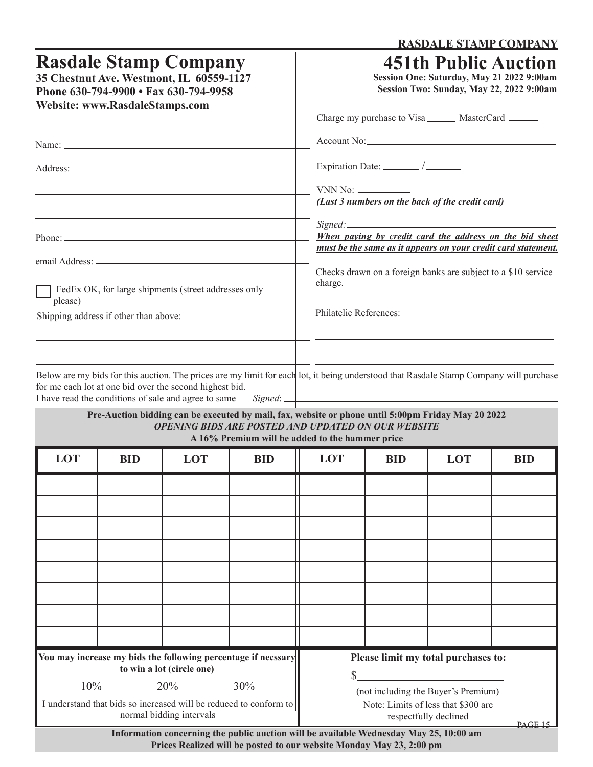# Rasdale Stamp Company

**35 Chestnut Ave. Westmont, IL 60559-1127**
**Phone 630-794-9900 • Fax 630-794-9958**
**Website: www.RasdaleStamps.com**

# 451th Public Auction

**Session One: Saturday, May 21 2022 9:00am**
**Session Two: Sunday, May 22, 2022 9:00am**

Name: ____________________

Address: ____________________

____________________

____________________

Phone: ____________________

email Address: ____________________

☐ FedEx OK, for large shipments (street addresses only please)

Shipping address if other than above:

____________________

____________________

Charge my purchase to Visa ______ MasterCard ______

Account No: ____________________

Expiration Date: _______ / _______

VNN No: __________
***(Last 3 numbers on the back of the credit card)***

*Signed:* ____________________

***When paying by credit card the address on the bid sheet must be the same as it appears on your credit card statement.***

Checks drawn on a foreign banks are subject to a $10 service charge.

Philatelic References:

____________________

____________________

Below are my bids for this auction. The prices are my limit for each lot, it being understood that Rasdale Stamp Company will purchase for me each lot at one bid over the second highest bid.
I have read the conditions of sale and agree to same *Signed*: ____________________

**Pre-Auction bidding can be executed by mail, fax, website or phone until 5:00pm Friday May 20 2022**
***OPENING BIDS ARE POSTED AND UPDATED ON OUR WEBSITE***
**A 16% Premium will be added to the hammer price**

| LOT | BID | LOT | BID | LOT | BID | LOT | BID |
|---|---|---|---|---|---|---|---|
| | | | | | | | |
| | | | | | | | |
| | | | | | | | |
| | | | | | | | |
| | | | | | | | |
| | | | | | | | |
| | | | | | | | |
| | | | | | | | |

**You may increase my bids the following percentage if necssary to win a lot (circle one)**

10% 20% 30%

I understand that bids so increased will be reduced to conform to normal bidding intervals

**Please limit my total purchases to:**

$ ____________________

(not including the Buyer's Premium)
Note: Limits of less that $300 are respectfully declined

**Information concerning the public auction will be available Wednesday May 25, 10:00 am**
**Prices Realized will be posted to our website Monday May 23, 2:00 pm**